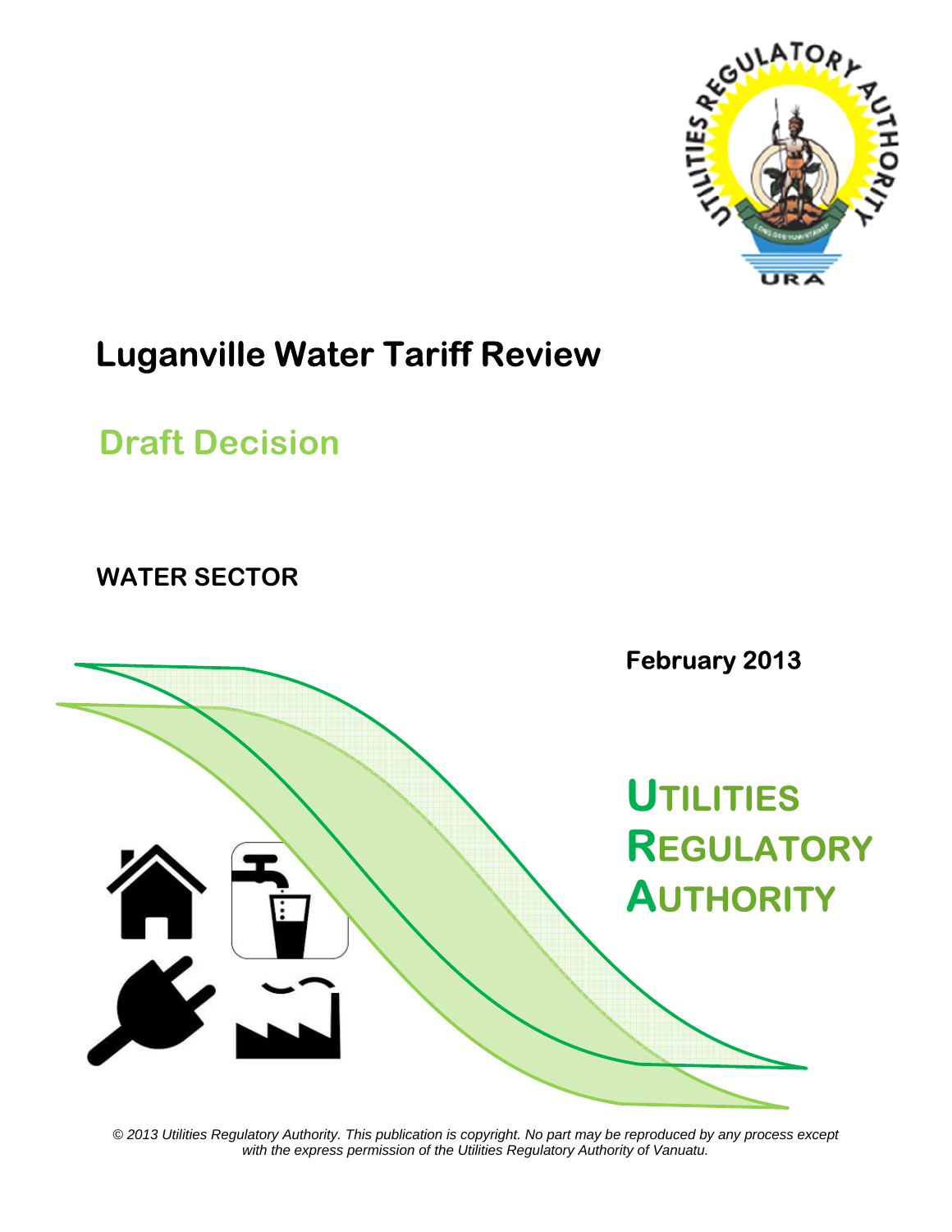# Luganville Water Tariff Review

## Draft Decision

**WATER SECTOR**

**February 2013**

**UTILITIES REGULATORY AUTHORITY**

*© 2013 Utilities Regulatory Authority. This publication is copyright. No part may be reproduced by any process except with the express permission of the Utilities Regulatory Authority of Vanuatu.*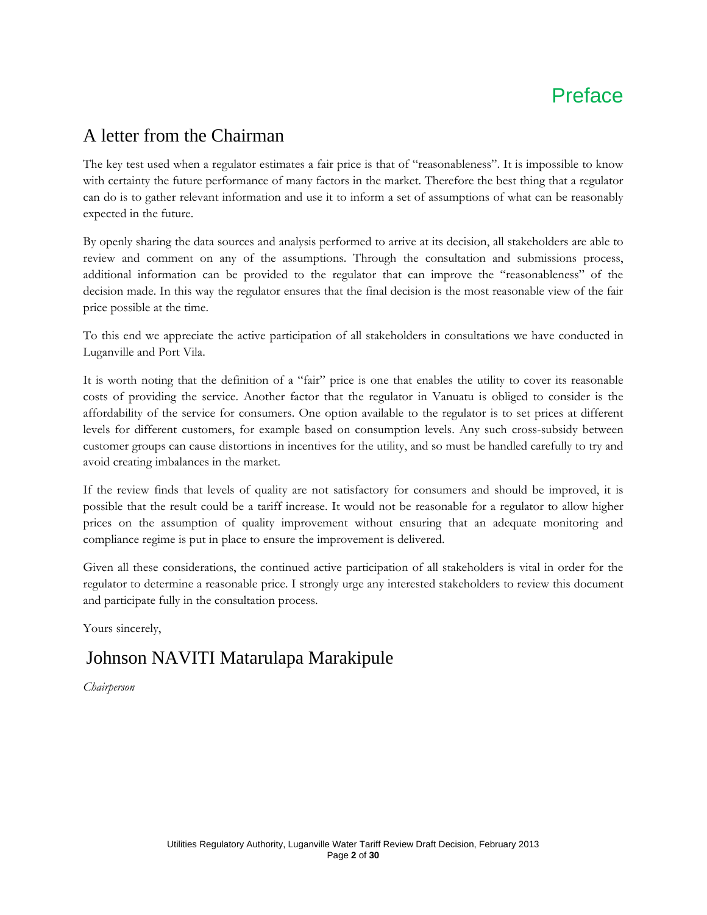# Preface

## A letter from the Chairman

The key test used when a regulator estimates a fair price is that of "reasonableness". It is impossible to know with certainty the future performance of many factors in the market. Therefore the best thing that a regulator can do is to gather relevant information and use it to inform a set of assumptions of what can be reasonably expected in the future.

By openly sharing the data sources and analysis performed to arrive at its decision, all stakeholders are able to review and comment on any of the assumptions. Through the consultation and submissions process, additional information can be provided to the regulator that can improve the "reasonableness" of the decision made. In this way the regulator ensures that the final decision is the most reasonable view of the fair price possible at the time.

To this end we appreciate the active participation of all stakeholders in consultations we have conducted in Luganville and Port Vila.

It is worth noting that the definition of a "fair" price is one that enables the utility to cover its reasonable costs of providing the service. Another factor that the regulator in Vanuatu is obliged to consider is the affordability of the service for consumers. One option available to the regulator is to set prices at different levels for different customers, for example based on consumption levels. Any such cross-subsidy between customer groups can cause distortions in incentives for the utility, and so must be handled carefully to try and avoid creating imbalances in the market.

If the review finds that levels of quality are not satisfactory for consumers and should be improved, it is possible that the result could be a tariff increase. It would not be reasonable for a regulator to allow higher prices on the assumption of quality improvement without ensuring that an adequate monitoring and compliance regime is put in place to ensure the improvement is delivered.

Given all these considerations, the continued active participation of all stakeholders is vital in order for the regulator to determine a reasonable price. I strongly urge any interested stakeholders to review this document and participate fully in the consultation process.

Yours sincerely,

Johnson NAVITI Matarulapa Marakipule

*Chairperson*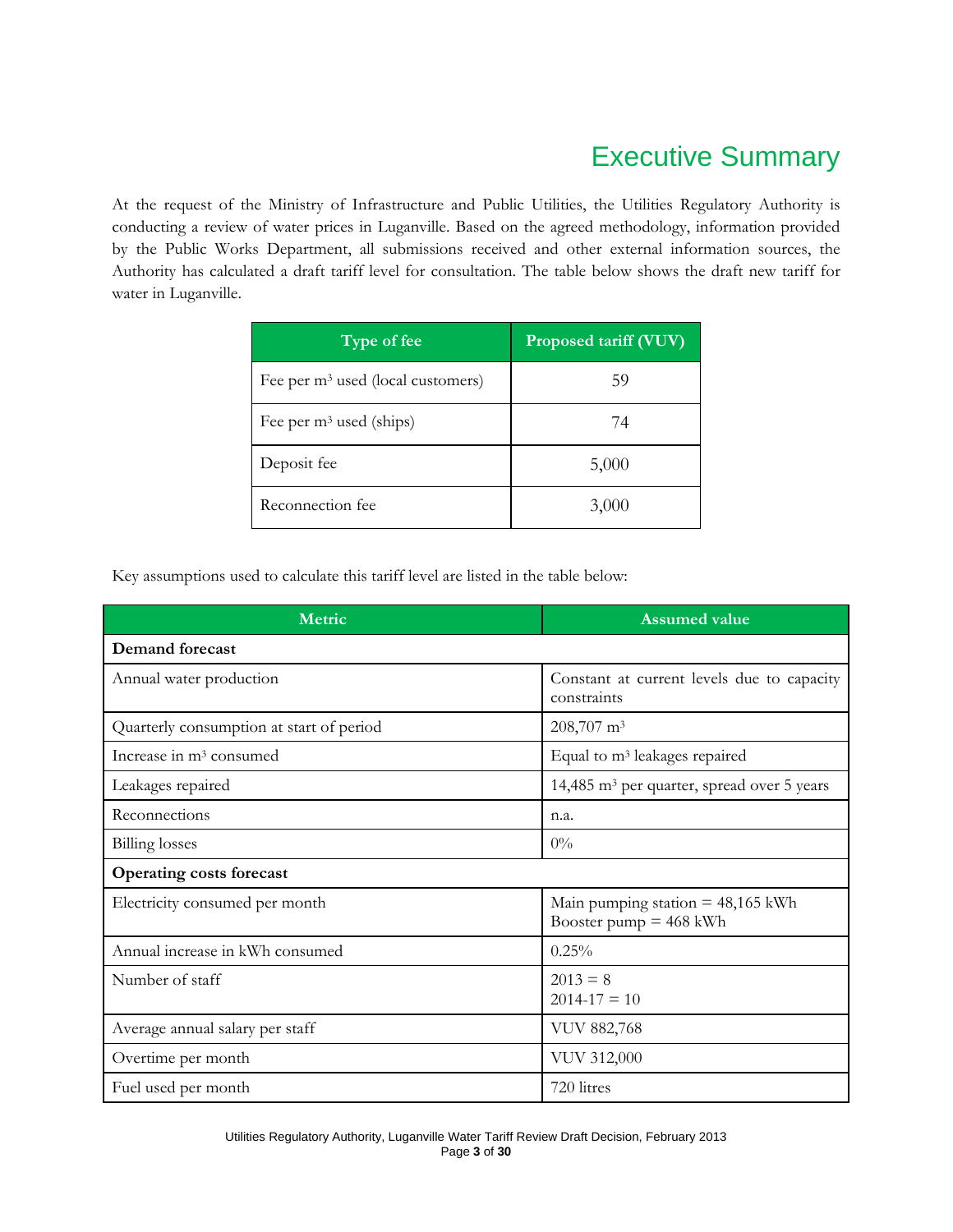# Executive Summary

At the request of the Ministry of Infrastructure and Public Utilities, the Utilities Regulatory Authority is conducting a review of water prices in Luganville. Based on the agreed methodology, information provided by the Public Works Department, all submissions received and other external information sources, the Authority has calculated a draft tariff level for consultation. The table below shows the draft new tariff for water in Luganville.

| Type of fee | Proposed tariff (VUV) |
| --- | --- |
| Fee per $m^3$ used (local customers) | 59 |
| Fee per $m^3$ used (ships) | 74 |
| Deposit fee | 5,000 |
| Reconnection fee | 3,000 |

Key assumptions used to calculate this tariff level are listed in the table below:

| Metric | Assumed value |
| --- | --- |
| **Demand forecast** | |
| Annual water production | Constant at current levels due to capacity constraints |
| Quarterly consumption at start of period | 208,707 $m^3$ |
| Increase in $m^3$ consumed | Equal to $m^3$ leakages repaired |
| Leakages repaired | 14,485 $m^3$ per quarter, spread over 5 years |
| Reconnections | n.a. |
| Billing losses | 0% |
| **Operating costs forecast** | |
| Electricity consumed per month | Main pumping station = 48,165 kWh<br>Booster pump = 468 kWh |
| Annual increase in kWh consumed | 0.25% |
| Number of staff | 2013 = 8<br>2014-17 = 10 |
| Average annual salary per staff | VUV 882,768 |
| Overtime per month | VUV 312,000 |
| Fuel used per month | 720 litres |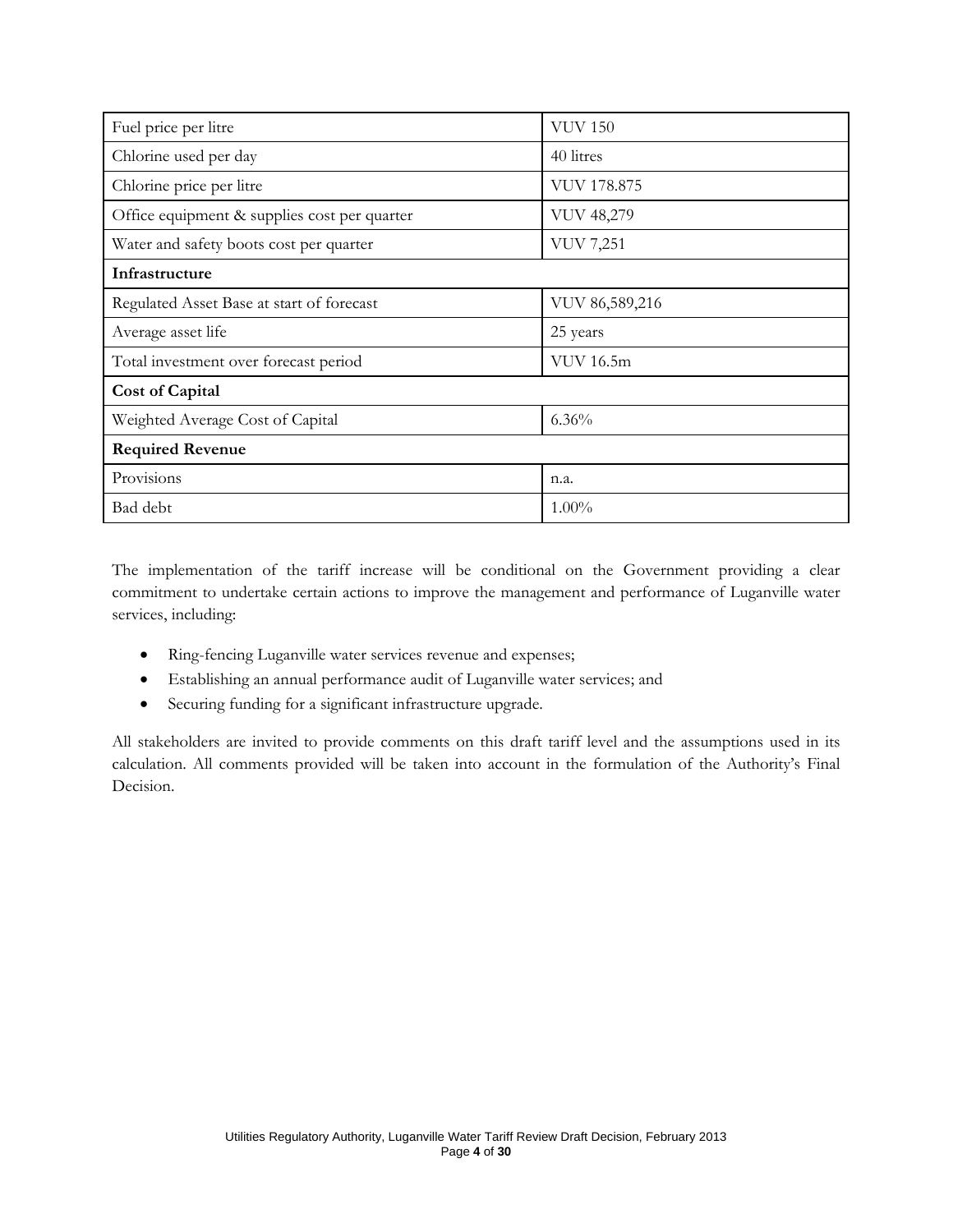| | |
|---|---|
| Fuel price per litre | VUV 150 |
| Chlorine used per day | 40 litres |
| Chlorine price per litre | VUV 178.875 |
| Office equipment & supplies cost per quarter | VUV 48,279 |
| Water and safety boots cost per quarter | VUV 7,251 |
| **Infrastructure** | |
| Regulated Asset Base at start of forecast | VUV 86,589,216 |
| Average asset life | 25 years |
| Total investment over forecast period | VUV 16.5m |
| **Cost of Capital** | |
| Weighted Average Cost of Capital | 6.36% |
| **Required Revenue** | |
| Provisions | n.a. |
| Bad debt | 1.00% |

The implementation of the tariff increase will be conditional on the Government providing a clear commitment to undertake certain actions to improve the management and performance of Luganville water services, including:

- Ring-fencing Luganville water services revenue and expenses;
- Establishing an annual performance audit of Luganville water services; and
- Securing funding for a significant infrastructure upgrade.

All stakeholders are invited to provide comments on this draft tariff level and the assumptions used in its calculation. All comments provided will be taken into account in the formulation of the Authority's Final Decision.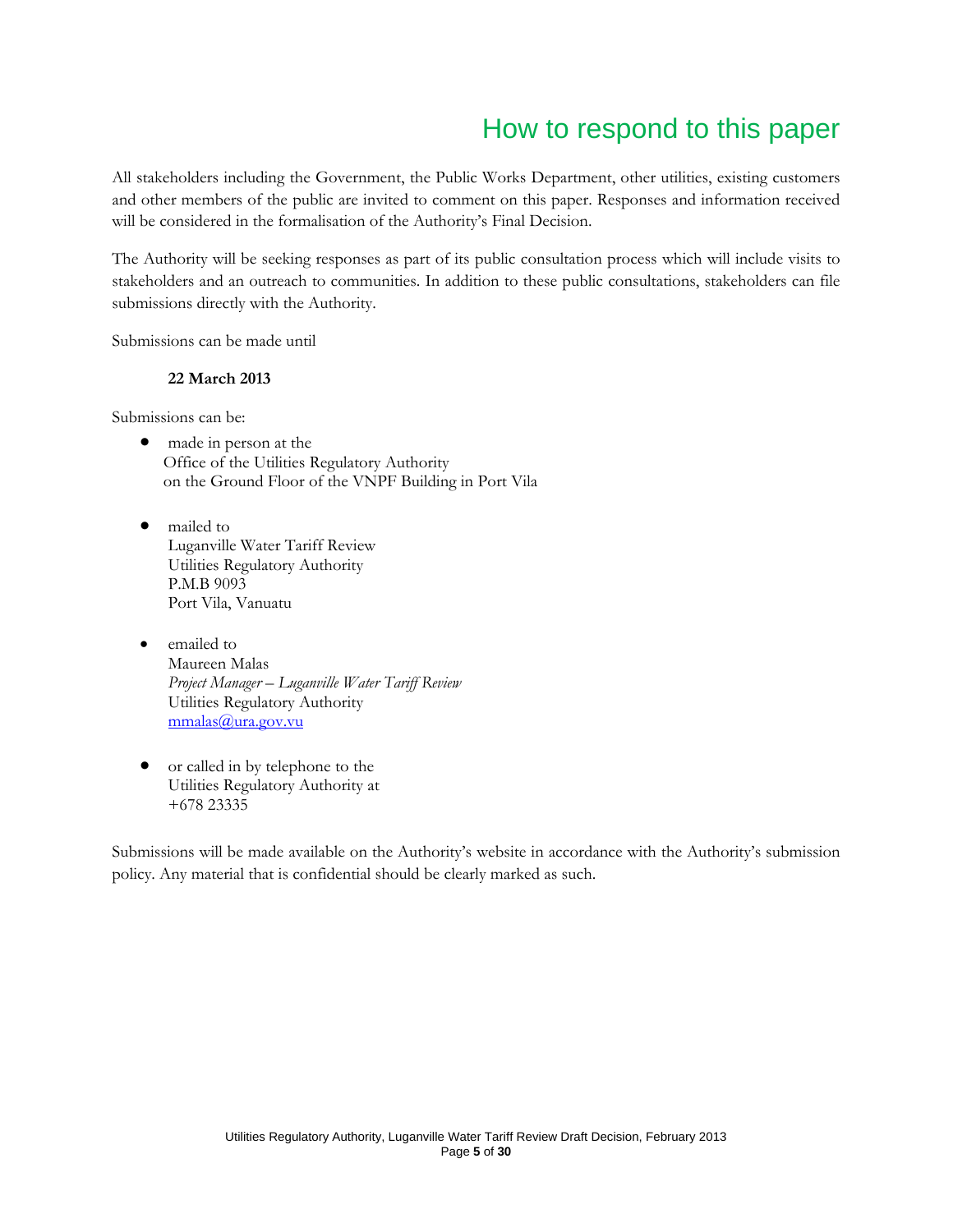# How to respond to this paper

All stakeholders including the Government, the Public Works Department, other utilities, existing customers and other members of the public are invited to comment on this paper. Responses and information received will be considered in the formalisation of the Authority's Final Decision.

The Authority will be seeking responses as part of its public consultation process which will include visits to stakeholders and an outreach to communities. In addition to these public consultations, stakeholders can file submissions directly with the Authority.

Submissions can be made until

**22 March 2013**

Submissions can be:

- made in person at the
  Office of the Utilities Regulatory Authority
  on the Ground Floor of the VNPF Building in Port Vila

- mailed to
  Luganville Water Tariff Review
  Utilities Regulatory Authority
  P.M.B 9093
  Port Vila, Vanuatu

- emailed to
  Maureen Malas
  *Project Manager – Luganville Water Tariff Review*
  Utilities Regulatory Authority
  mmalas@ura.gov.vu

- or called in by telephone to the
  Utilities Regulatory Authority at
  +678 23335

Submissions will be made available on the Authority's website in accordance with the Authority's submission policy. Any material that is confidential should be clearly marked as such.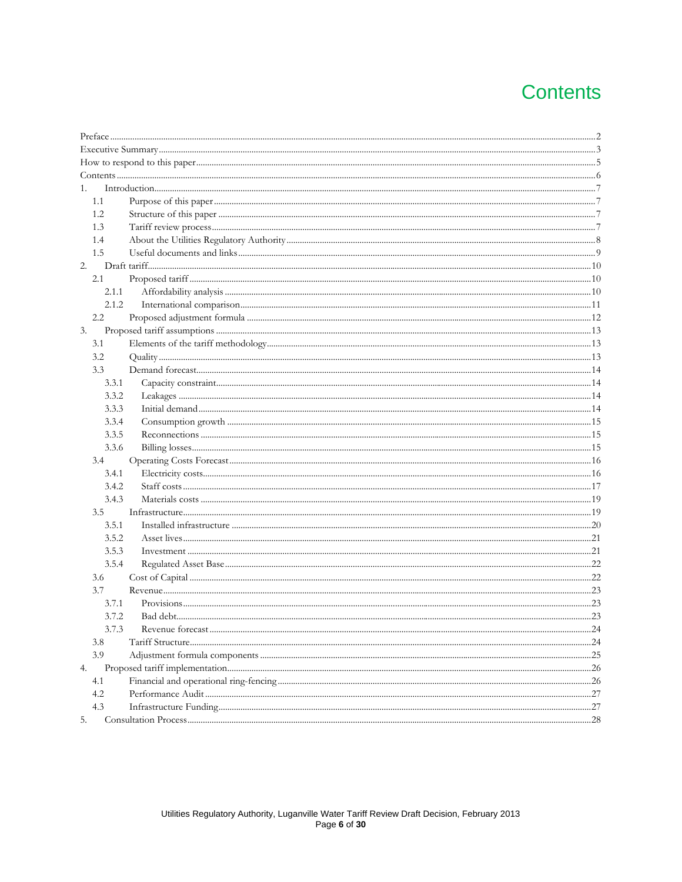# Contents

Preface ....................................................................................................................................................................... 2
Executive Summary ..................................................................................................................................................... 3
How to respond to this paper ..................................................................................................................................... 5
Contents ....................................................................................................................................................................... 6
1. Introduction ............................................................................................................................................................. 7
   1.1 Purpose of this paper ......................................................................................................................................... 7
   1.2 Structure of this paper ....................................................................................................................................... 7
   1.3 Tariff review process .......................................................................................................................................... 7
   1.4 About the Utilities Regulatory Authority ........................................................................................................... 8
   1.5 Useful documents and links ................................................................................................................................ 9
2. Draft tariff ............................................................................................................................................................... 10
   2.1 Proposed tariff ................................................................................................................................................... 10
      2.1.1 Affordability analysis ................................................................................................................................... 10
      2.1.2 International comparison ............................................................................................................................ 11
   2.2 Proposed adjustment formula ........................................................................................................................... 12
3. Proposed tariff assumptions ................................................................................................................................... 13
   3.1 Elements of the tariff methodology ................................................................................................................... 13
   3.2 Quality ............................................................................................................................................................... 13
   3.3 Demand forecast ................................................................................................................................................ 14
      3.3.1 Capacity constraint ....................................................................................................................................... 14
      3.3.2 Leakages ...................................................................................................................................................... 14
      3.3.3 Initial demand .............................................................................................................................................. 14
      3.3.4 Consumption growth ................................................................................................................................... 15
      3.3.5 Reconnections .............................................................................................................................................. 15
      3.3.6 Billing losses ................................................................................................................................................ 15
   3.4 Operating Costs Forecast ................................................................................................................................... 16
      3.4.1 Electricity costs ............................................................................................................................................ 16
      3.4.2 Staff costs .................................................................................................................................................... 17
      3.4.3 Materials costs ............................................................................................................................................. 19
   3.5 Infrastructure ...................................................................................................................................................... 19
      3.5.1 Installed infrastructure ................................................................................................................................ 20
      3.5.2 Asset lives .................................................................................................................................................... 21
      3.5.3 Investment ................................................................................................................................................... 21
      3.5.4 Regulated Asset Base ................................................................................................................................... 22
   3.6 Cost of Capital .................................................................................................................................................... 22
   3.7 Revenue .............................................................................................................................................................. 23
      3.7.1 Provisions .................................................................................................................................................... 23
      3.7.2 Bad debt ....................................................................................................................................................... 23
      3.7.3 Revenue forecast .......................................................................................................................................... 24
   3.8 Tariff Structure ................................................................................................................................................... 24
   3.9 Adjustment formula components ...................................................................................................................... 25
4. Proposed tariff implementation ............................................................................................................................. 26
   4.1 Financial and operational ring-fencing .............................................................................................................. 26
   4.2 Performance Audit ............................................................................................................................................. 27
   4.3 Infrastructure Funding ....................................................................................................................................... 27
5. Consultation Process ............................................................................................................................................... 28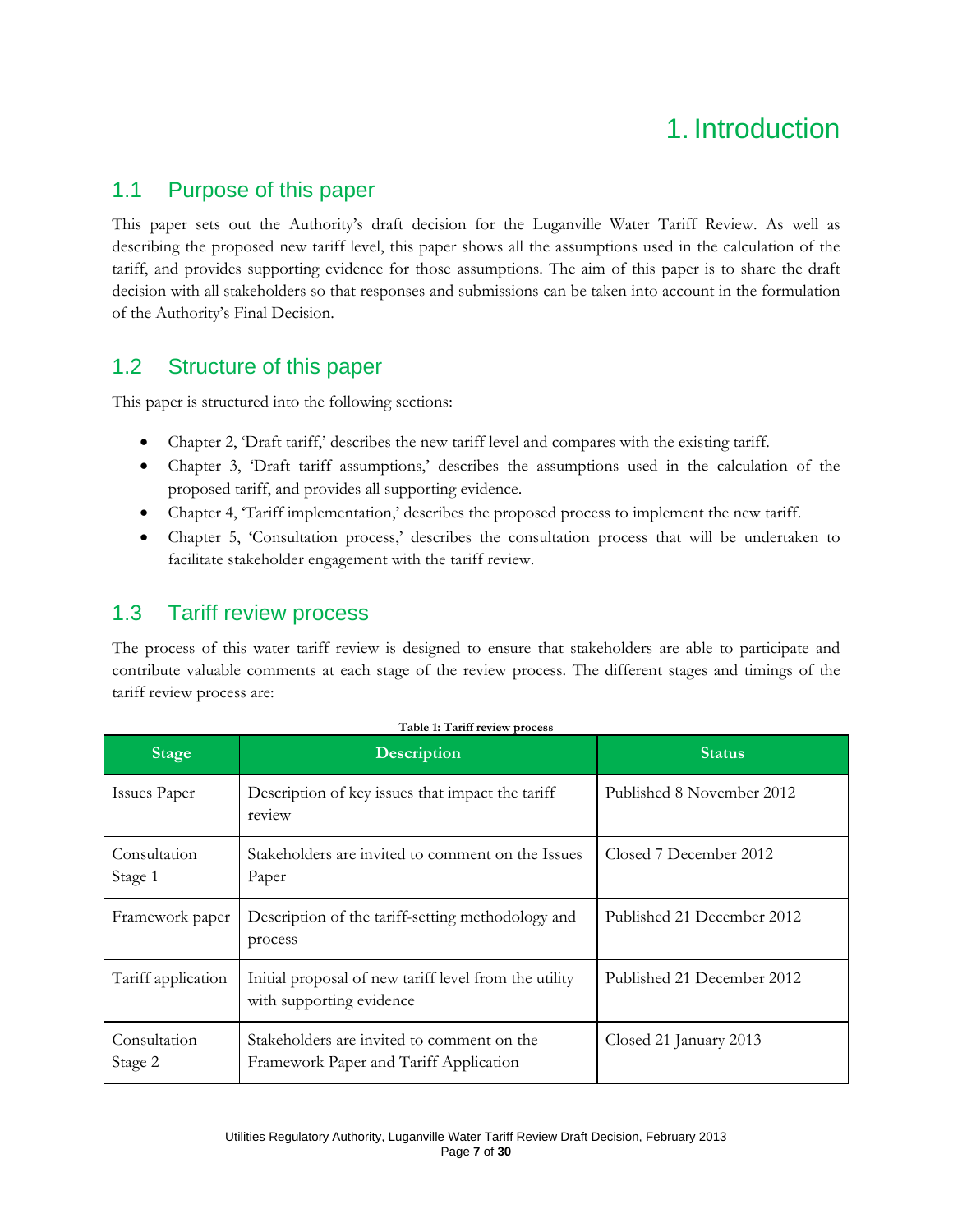# 1. Introduction

## 1.1 Purpose of this paper

This paper sets out the Authority's draft decision for the Luganville Water Tariff Review. As well as describing the proposed new tariff level, this paper shows all the assumptions used in the calculation of the tariff, and provides supporting evidence for those assumptions. The aim of this paper is to share the draft decision with all stakeholders so that responses and submissions can be taken into account in the formulation of the Authority's Final Decision.

## 1.2 Structure of this paper

This paper is structured into the following sections:

- Chapter 2, 'Draft tariff,' describes the new tariff level and compares with the existing tariff.
- Chapter 3, 'Draft tariff assumptions,' describes the assumptions used in the calculation of the proposed tariff, and provides all supporting evidence.
- Chapter 4, 'Tariff implementation,' describes the proposed process to implement the new tariff.
- Chapter 5, 'Consultation process,' describes the consultation process that will be undertaken to facilitate stakeholder engagement with the tariff review.

## 1.3 Tariff review process

The process of this water tariff review is designed to ensure that stakeholders are able to participate and contribute valuable comments at each stage of the review process. The different stages and timings of the tariff review process are:

**Table 1: Tariff review process**

| Stage | Description | Status |
|---|---|---|
| Issues Paper | Description of key issues that impact the tariff review | Published 8 November 2012 |
| Consultation Stage 1 | Stakeholders are invited to comment on the Issues Paper | Closed 7 December 2012 |
| Framework paper | Description of the tariff-setting methodology and process | Published 21 December 2012 |
| Tariff application | Initial proposal of new tariff level from the utility with supporting evidence | Published 21 December 2012 |
| Consultation Stage 2 | Stakeholders are invited to comment on the Framework Paper and Tariff Application | Closed 21 January 2013 |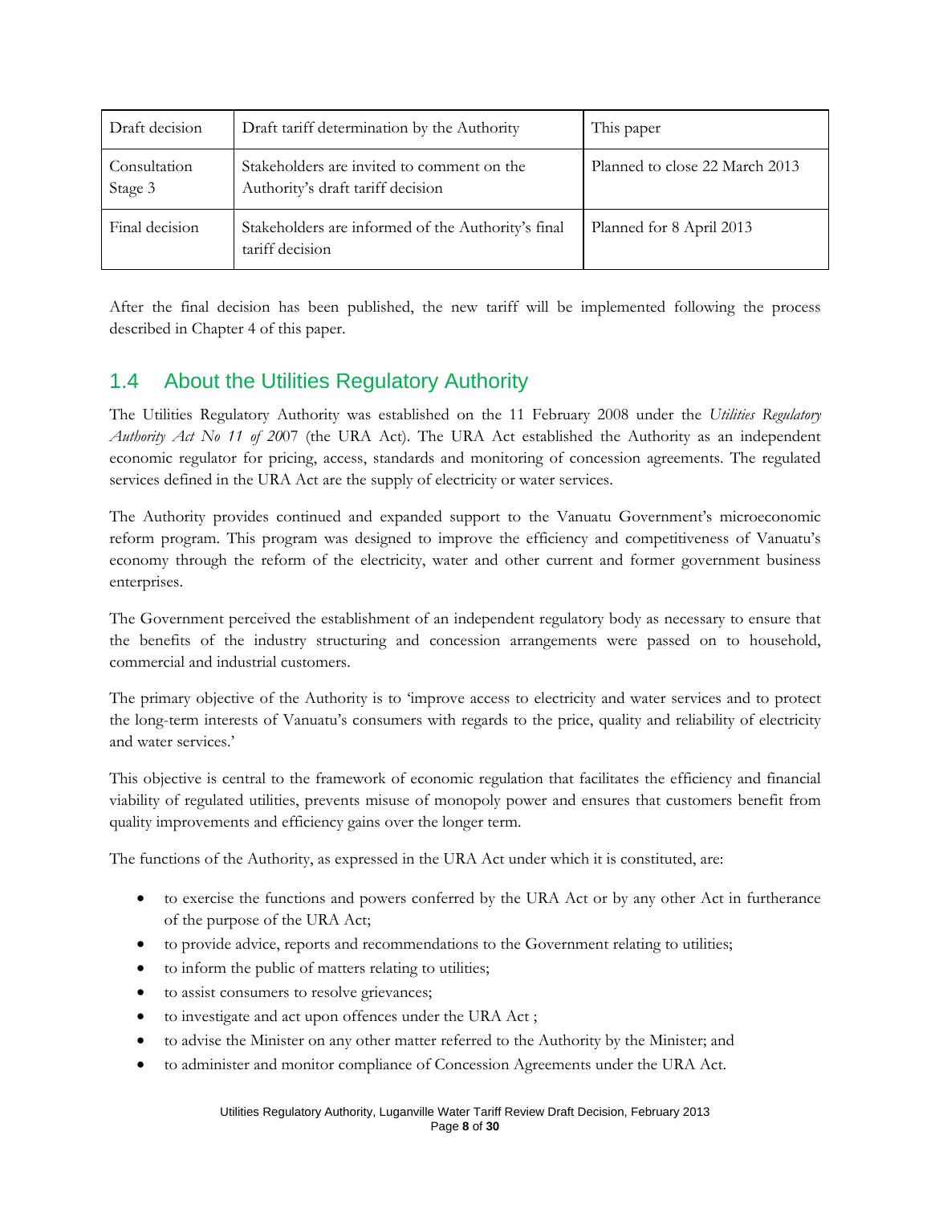| | | |
|---|---|---|
| Draft decision | Draft tariff determination by the Authority | This paper |
| Consultation Stage 3 | Stakeholders are invited to comment on the Authority's draft tariff decision | Planned to close 22 March 2013 |
| Final decision | Stakeholders are informed of the Authority's final tariff decision | Planned for 8 April 2013 |

After the final decision has been published, the new tariff will be implemented following the process described in Chapter 4 of this paper.

## 1.4 About the Utilities Regulatory Authority

The Utilities Regulatory Authority was established on the 11 February 2008 under the *Utilities Regulatory Authority Act No 11 of 2*007 (the URA Act). The URA Act established the Authority as an independent economic regulator for pricing, access, standards and monitoring of concession agreements. The regulated services defined in the URA Act are the supply of electricity or water services.

The Authority provides continued and expanded support to the Vanuatu Government's microeconomic reform program. This program was designed to improve the efficiency and competitiveness of Vanuatu's economy through the reform of the electricity, water and other current and former government business enterprises.

The Government perceived the establishment of an independent regulatory body as necessary to ensure that the benefits of the industry structuring and concession arrangements were passed on to household, commercial and industrial customers.

The primary objective of the Authority is to 'improve access to electricity and water services and to protect the long-term interests of Vanuatu's consumers with regards to the price, quality and reliability of electricity and water services.'

This objective is central to the framework of economic regulation that facilitates the efficiency and financial viability of regulated utilities, prevents misuse of monopoly power and ensures that customers benefit from quality improvements and efficiency gains over the longer term.

The functions of the Authority, as expressed in the URA Act under which it is constituted, are:

- to exercise the functions and powers conferred by the URA Act or by any other Act in furtherance of the purpose of the URA Act;
- to provide advice, reports and recommendations to the Government relating to utilities;
- to inform the public of matters relating to utilities;
- to assist consumers to resolve grievances;
- to investigate and act upon offences under the URA Act ;
- to advise the Minister on any other matter referred to the Authority by the Minister; and
- to administer and monitor compliance of Concession Agreements under the URA Act.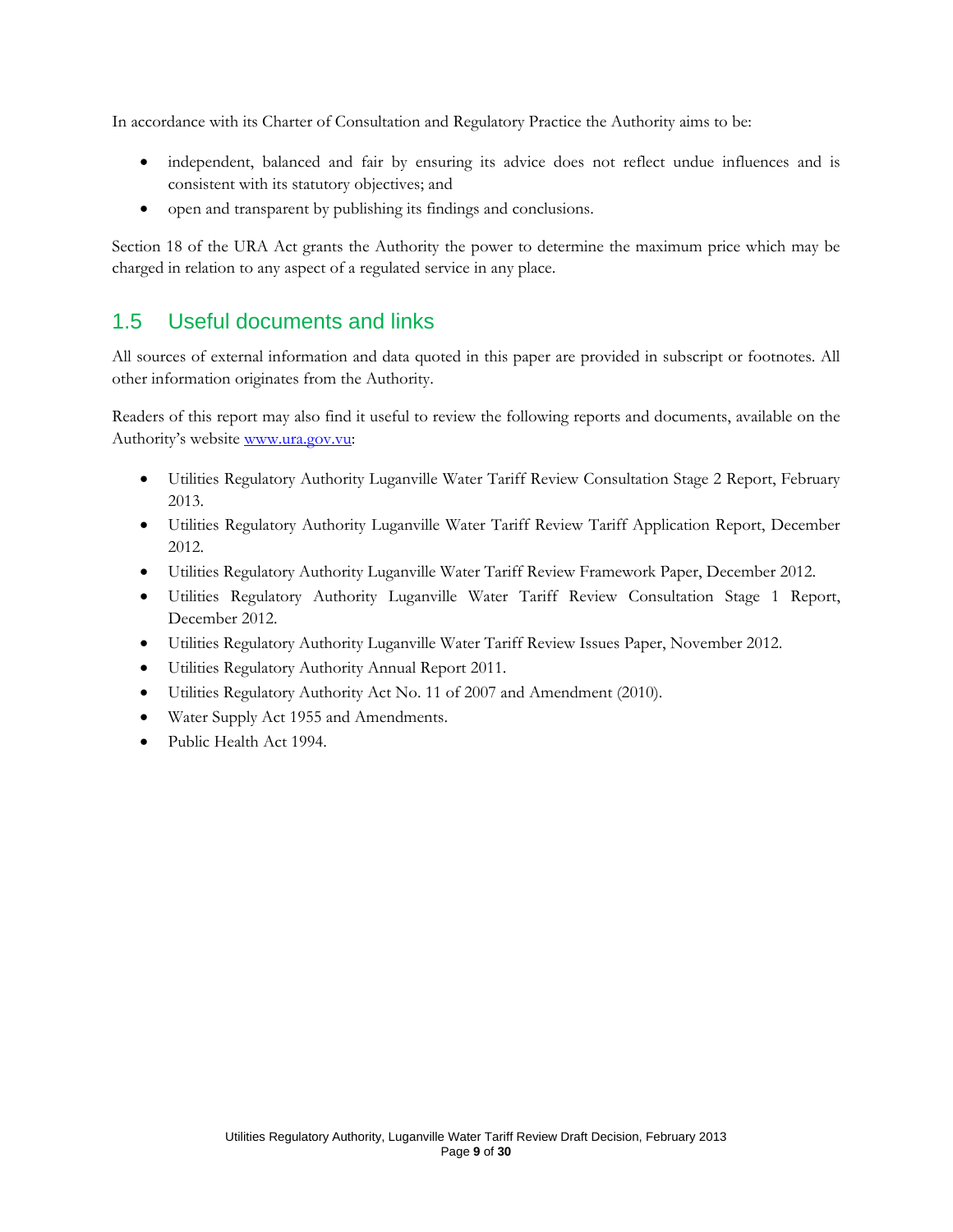In accordance with its Charter of Consultation and Regulatory Practice the Authority aims to be:

- independent, balanced and fair by ensuring its advice does not reflect undue influences and is consistent with its statutory objectives; and
- open and transparent by publishing its findings and conclusions.

Section 18 of the URA Act grants the Authority the power to determine the maximum price which may be charged in relation to any aspect of a regulated service in any place.

## 1.5 Useful documents and links

All sources of external information and data quoted in this paper are provided in subscript or footnotes. All other information originates from the Authority.

Readers of this report may also find it useful to review the following reports and documents, available on the Authority's website www.ura.gov.vu:

- Utilities Regulatory Authority Luganville Water Tariff Review Consultation Stage 2 Report, February 2013.
- Utilities Regulatory Authority Luganville Water Tariff Review Tariff Application Report, December 2012.
- Utilities Regulatory Authority Luganville Water Tariff Review Framework Paper, December 2012.
- Utilities Regulatory Authority Luganville Water Tariff Review Consultation Stage 1 Report, December 2012.
- Utilities Regulatory Authority Luganville Water Tariff Review Issues Paper, November 2012.
- Utilities Regulatory Authority Annual Report 2011.
- Utilities Regulatory Authority Act No. 11 of 2007 and Amendment (2010).
- Water Supply Act 1955 and Amendments.
- Public Health Act 1994.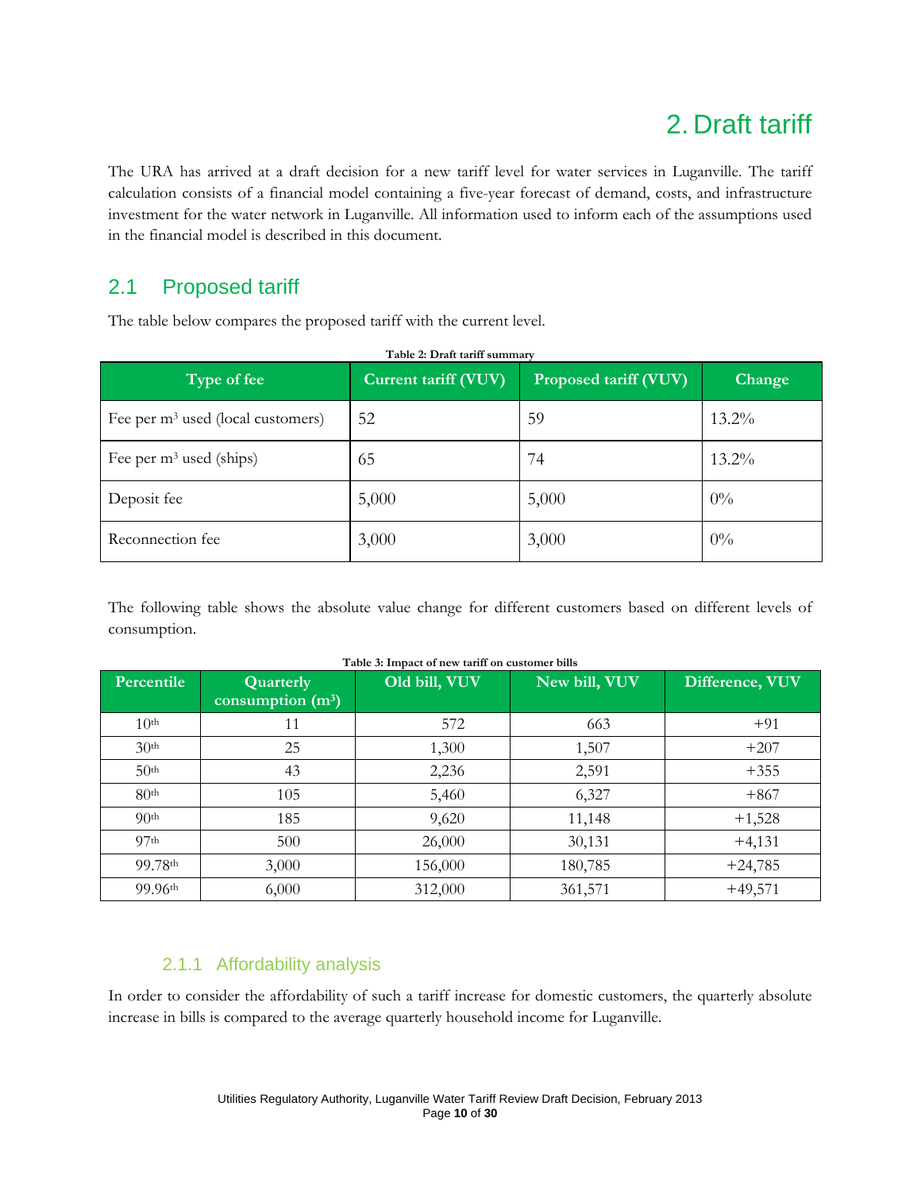# 2. Draft tariff

The URA has arrived at a draft decision for a new tariff level for water services in Luganville. The tariff calculation consists of a financial model containing a five-year forecast of demand, costs, and infrastructure investment for the water network in Luganville. All information used to inform each of the assumptions used in the financial model is described in this document.

## 2.1 Proposed tariff

The table below compares the proposed tariff with the current level.

Table 2: Draft tariff summary

| Type of fee | Current tariff (VUV) | Proposed tariff (VUV) | Change |
|---|---|---|---|
| Fee per $m^3$ used (local customers) | 52 | 59 | 13.2% |
| Fee per $m^3$ used (ships) | 65 | 74 | 13.2% |
| Deposit fee | 5,000 | 5,000 | 0% |
| Reconnection fee | 3,000 | 3,000 | 0% |

The following table shows the absolute value change for different customers based on different levels of consumption.

Table 3: Impact of new tariff on customer bills

| Percentile | Quarterly consumption ($m^3$) | Old bill, VUV | New bill, VUV | Difference, VUV |
|---|---|---|---|---|
| 10th | 11 | 572 | 663 | +91 |
| 30th | 25 | 1,300 | 1,507 | +207 |
| 50th | 43 | 2,236 | 2,591 | +355 |
| 80th | 105 | 5,460 | 6,327 | +867 |
| 90th | 185 | 9,620 | 11,148 | +1,528 |
| 97th | 500 | 26,000 | 30,131 | +4,131 |
| 99.78th | 3,000 | 156,000 | 180,785 | +24,785 |
| 99.96th | 6,000 | 312,000 | 361,571 | +49,571 |

### 2.1.1 Affordability analysis

In order to consider the affordability of such a tariff increase for domestic customers, the quarterly absolute increase in bills is compared to the average quarterly household income for Luganville.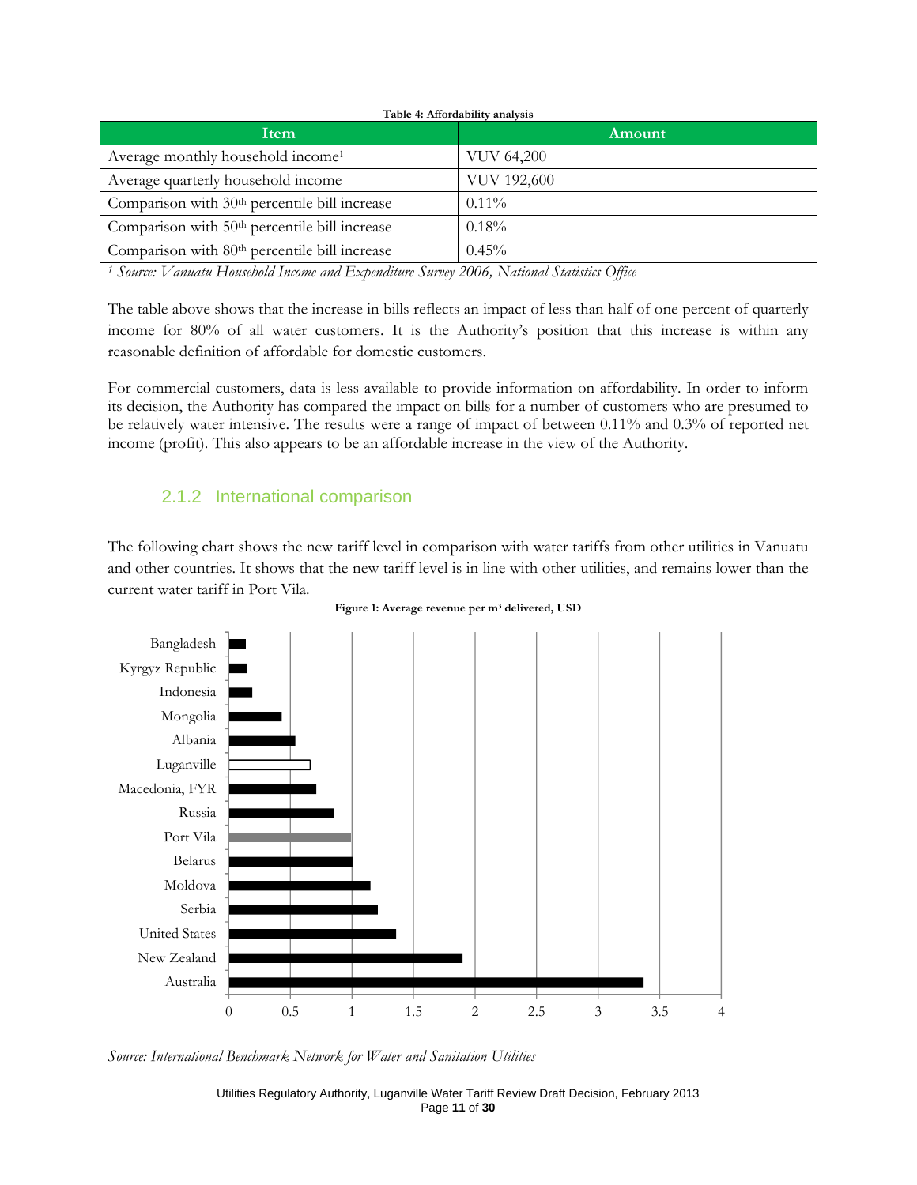**Table 4: Affordability analysis**

| Item | Amount |
|---|---|
| Average monthly household income[1] | VUV 64,200 |
| Average quarterly household income | VUV 192,600 |
| Comparison with 30th percentile bill increase | 0.11% |
| Comparison with 50th percentile bill increase | 0.18% |
| Comparison with 80th percentile bill increase | 0.45% |

*[1] Source: Vanuatu Household Income and Expenditure Survey 2006, National Statistics Office*

The table above shows that the increase in bills reflects an impact of less than half of one percent of quarterly income for 80% of all water customers. It is the Authority's position that this increase is within any reasonable definition of affordable for domestic customers.

For commercial customers, data is less available to provide information on affordability. In order to inform its decision, the Authority has compared the impact on bills for a number of customers who are presumed to be relatively water intensive. The results were a range of impact of between 0.11% and 0.3% of reported net income (profit). This also appears to be an affordable increase in the view of the Authority.

### 2.1.2 International comparison

The following chart shows the new tariff level in comparison with water tariffs from other utilities in Vanuatu and other countries. It shows that the new tariff level is in line with other utilities, and remains lower than the current water tariff in Port Vila.

**Figure 1: Average revenue per m³ delivered, USD**

Bangladesh
Kyrgyz Republic
Indonesia
Mongolia
Albania
Luganville
Macedonia, FYR
Russia
Port Vila
Belarus
Moldova
Serbia
United States
New Zealand
Australia

0 0.5 1 1.5 2 2.5 3 3.5 4

*Source: International Benchmark Network for Water and Sanitation Utilities*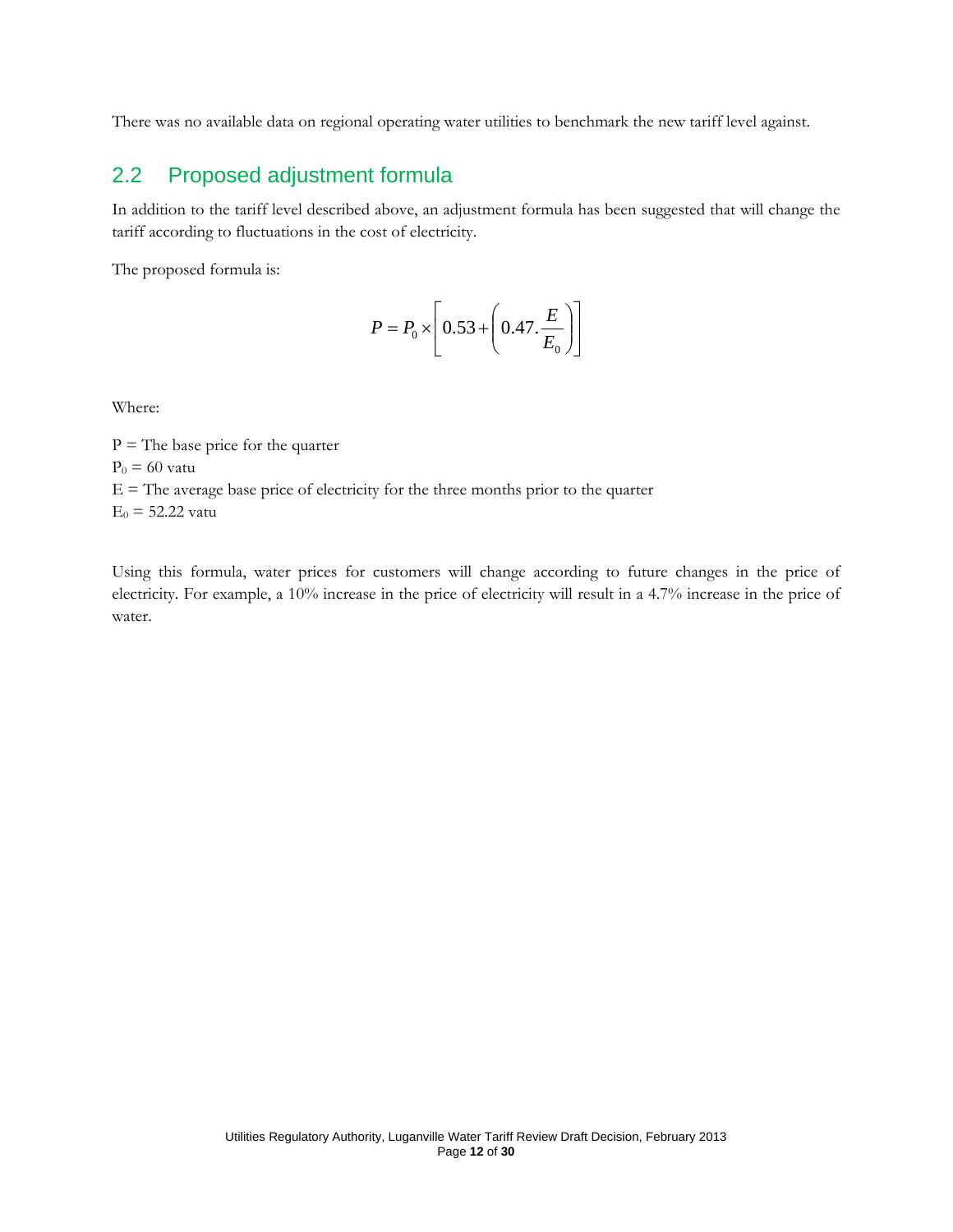There was no available data on regional operating water utilities to benchmark the new tariff level against.

## 2.2 Proposed adjustment formula

In addition to the tariff level described above, an adjustment formula has been suggested that will change the tariff according to fluctuations in the cost of electricity.

The proposed formula is:

$$P = P_0 \times \left[ 0.53 + \left( 0.47 . \frac{E}{E_0} \right) \right]$$

Where:

P = The base price for the quarter
$P_0$ = 60 vatu
E = The average base price of electricity for the three months prior to the quarter
$E_0$ = 52.22 vatu

Using this formula, water prices for customers will change according to future changes in the price of electricity. For example, a 10% increase in the price of electricity will result in a 4.7% increase in the price of water.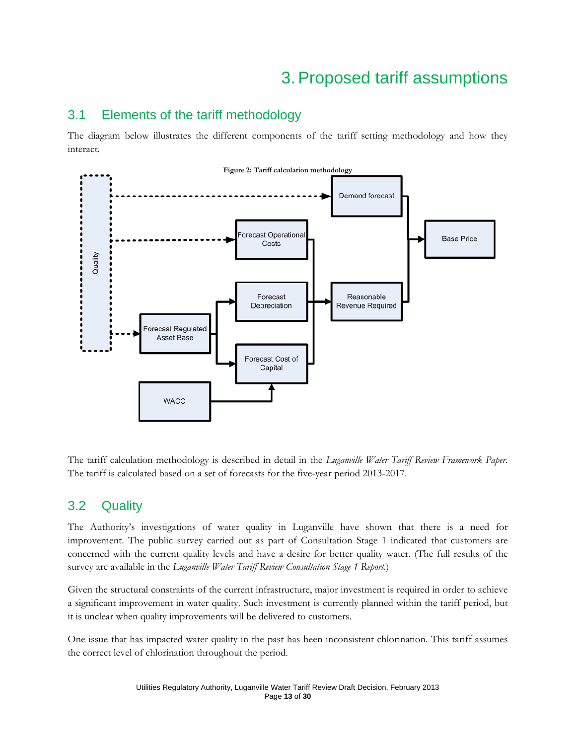# 3. Proposed tariff assumptions

## 3.1 Elements of the tariff methodology

The diagram below illustrates the different components of the tariff setting methodology and how they interact.

**Figure 2: Tariff calculation methodology**

Quality

Demand forecast

Forecast Operational Costs

Forecast Depreciation

Forecast Regulated Asset Base

Forecast Cost of Capital

WACC

Reasonable Revenue Required

Base Price

The tariff calculation methodology is described in detail in the *Luganville Water Tariff Review Framework Paper*. The tariff is calculated based on a set of forecasts for the five-year period 2013-2017.

## 3.2 Quality

The Authority's investigations of water quality in Luganville have shown that there is a need for improvement. The public survey carried out as part of Consultation Stage 1 indicated that customers are concerned with the current quality levels and have a desire for better quality water. (The full results of the survey are available in the *Luganville Water Tariff Review Consultation Stage 1 Report*.)

Given the structural constraints of the current infrastructure, major investment is required in order to achieve a significant improvement in water quality. Such investment is currently planned within the tariff period, but it is unclear when quality improvements will be delivered to customers.

One issue that has impacted water quality in the past has been inconsistent chlorination. This tariff assumes the correct level of chlorination throughout the period.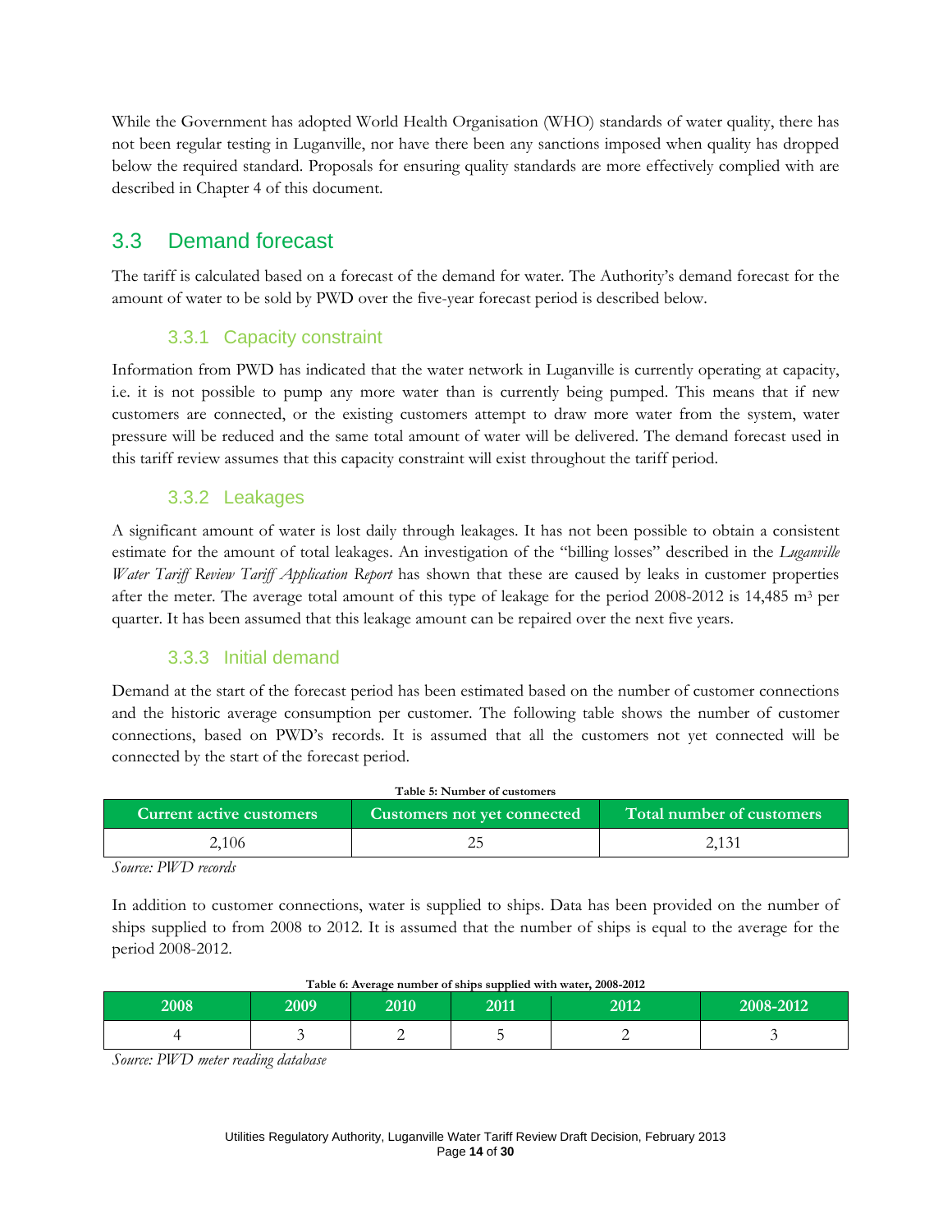While the Government has adopted World Health Organisation (WHO) standards of water quality, there has not been regular testing in Luganville, nor have there been any sanctions imposed when quality has dropped below the required standard. Proposals for ensuring quality standards are more effectively complied with are described in Chapter 4 of this document.

## 3.3 Demand forecast

The tariff is calculated based on a forecast of the demand for water. The Authority's demand forecast for the amount of water to be sold by PWD over the five-year forecast period is described below.

### 3.3.1 Capacity constraint

Information from PWD has indicated that the water network in Luganville is currently operating at capacity, i.e. it is not possible to pump any more water than is currently being pumped. This means that if new customers are connected, or the existing customers attempt to draw more water from the system, water pressure will be reduced and the same total amount of water will be delivered. The demand forecast used in this tariff review assumes that this capacity constraint will exist throughout the tariff period.

### 3.3.2 Leakages

A significant amount of water is lost daily through leakages. It has not been possible to obtain a consistent estimate for the amount of total leakages. An investigation of the "billing losses" described in the *Luganville Water Tariff Review Tariff Application Report* has shown that these are caused by leaks in customer properties after the meter. The average total amount of this type of leakage for the period 2008-2012 is 14,485 $m^3$ per quarter. It has been assumed that this leakage amount can be repaired over the next five years.

### 3.3.3 Initial demand

Demand at the start of the forecast period has been estimated based on the number of customer connections and the historic average consumption per customer. The following table shows the number of customer connections, based on PWD's records. It is assumed that all the customers not yet connected will be connected by the start of the forecast period.

**Table 5: Number of customers**

| Current active customers | Customers not yet connected | Total number of customers |
|---|---|---|
| 2,106 | 25 | 2,131 |

*Source: PWD records*

In addition to customer connections, water is supplied to ships. Data has been provided on the number of ships supplied to from 2008 to 2012. It is assumed that the number of ships is equal to the average for the period 2008-2012.

**Table 6: Average number of ships supplied with water, 2008-2012**

| 2008 | 2009 | 2010 | 2011 | 2012 | 2008-2012 |
|---|---|---|---|---|---|
| 4 | 3 | 2 | 5 | 2 | 3 |

*Source: PWD meter reading database*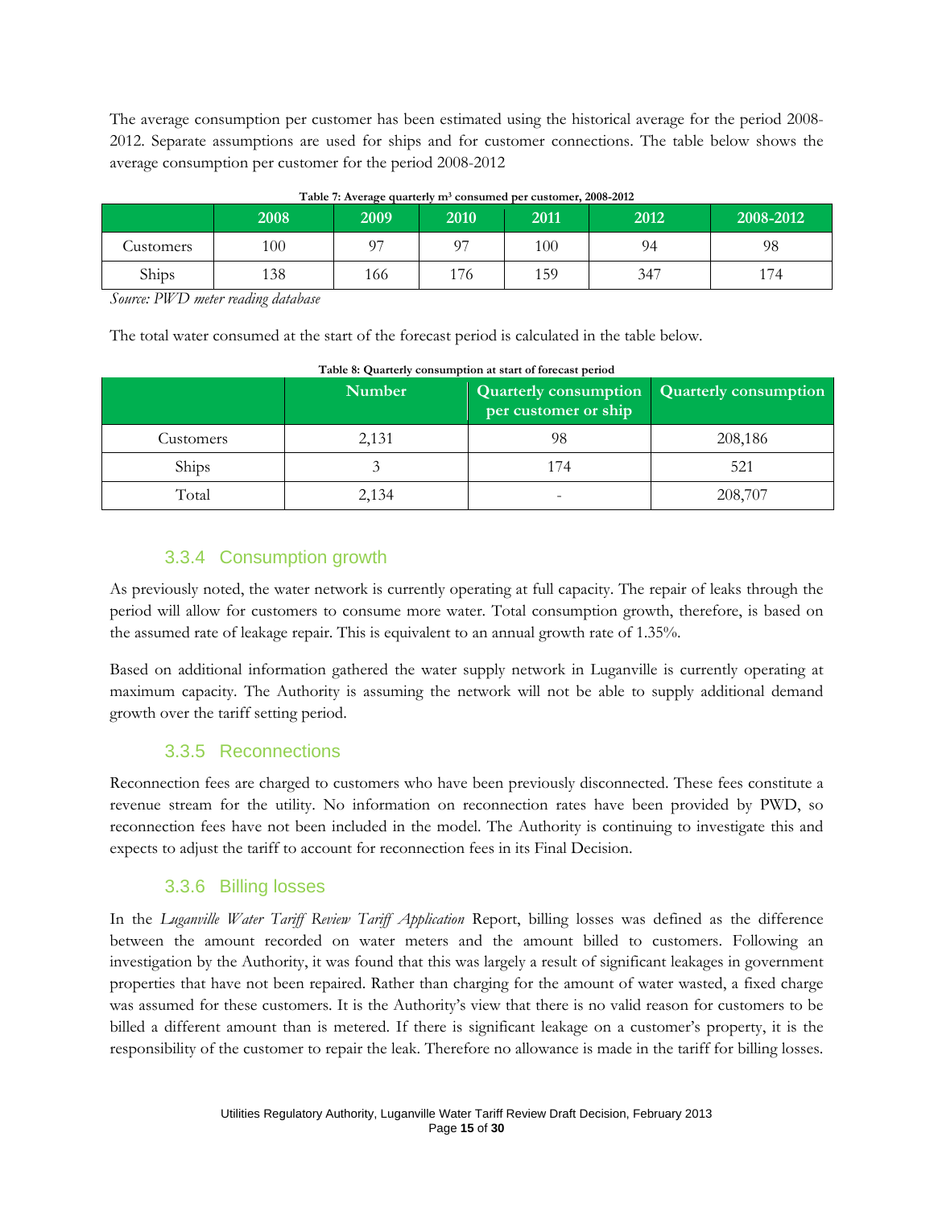The average consumption per customer has been estimated using the historical average for the period 2008-2012. Separate assumptions are used for ships and for customer connections. The table below shows the average consumption per customer for the period 2008-2012

**Table 7: Average quarterly m³ consumed per customer, 2008-2012**

| | 2008 | 2009 | 2010 | 2011 | 2012 | 2008-2012 |
|---|---|---|---|---|---|---|
| Customers | 100 | 97 | 97 | 100 | 94 | 98 |
| Ships | 138 | 166 | 176 | 159 | 347 | 174 |

*Source: PWD meter reading database*

The total water consumed at the start of the forecast period is calculated in the table below.

**Table 8: Quarterly consumption at start of forecast period**

| | Number | Quarterly consumption per customer or ship | Quarterly consumption |
|---|---|---|---|
| Customers | 2,131 | 98 | 208,186 |
| Ships | 3 | 174 | 521 |
| Total | 2,134 | - | 208,707 |

### 3.3.4 Consumption growth

As previously noted, the water network is currently operating at full capacity. The repair of leaks through the period will allow for customers to consume more water. Total consumption growth, therefore, is based on the assumed rate of leakage repair. This is equivalent to an annual growth rate of 1.35%.

Based on additional information gathered the water supply network in Luganville is currently operating at maximum capacity. The Authority is assuming the network will not be able to supply additional demand growth over the tariff setting period.

### 3.3.5 Reconnections

Reconnection fees are charged to customers who have been previously disconnected. These fees constitute a revenue stream for the utility. No information on reconnection rates have been provided by PWD, so reconnection fees have not been included in the model. The Authority is continuing to investigate this and expects to adjust the tariff to account for reconnection fees in its Final Decision.

### 3.3.6 Billing losses

In the *Luganville Water Tariff Review Tariff Application* Report, billing losses was defined as the difference between the amount recorded on water meters and the amount billed to customers. Following an investigation by the Authority, it was found that this was largely a result of significant leakages in government properties that have not been repaired. Rather than charging for the amount of water wasted, a fixed charge was assumed for these customers. It is the Authority's view that there is no valid reason for customers to be billed a different amount than is metered. If there is significant leakage on a customer's property, it is the responsibility of the customer to repair the leak. Therefore no allowance is made in the tariff for billing losses.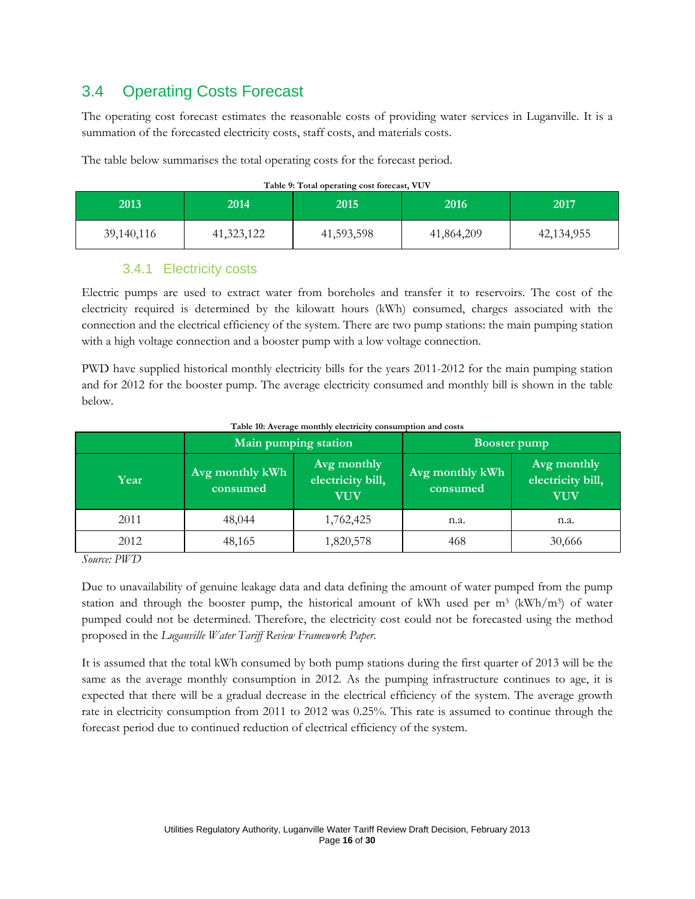## 3.4 Operating Costs Forecast

The operating cost forecast estimates the reasonable costs of providing water services in Luganville. It is a summation of the forecasted electricity costs, staff costs, and materials costs.

The table below summarises the total operating costs for the forecast period.

**Table 9: Total operating cost forecast, VUV**

| 2013 | 2014 | 2015 | 2016 | 2017 |
|---|---|---|---|---|
| 39,140,116 | 41,323,122 | 41,593,598 | 41,864,209 | 42,134,955 |

### 3.4.1 Electricity costs

Electric pumps are used to extract water from boreholes and transfer it to reservoirs. The cost of the electricity required is determined by the kilowatt hours (kWh) consumed, charges associated with the connection and the electrical efficiency of the system. There are two pump stations: the main pumping station with a high voltage connection and a booster pump with a low voltage connection.

PWD have supplied historical monthly electricity bills for the years 2011-2012 for the main pumping station and for 2012 for the booster pump. The average electricity consumed and monthly bill is shown in the table below.

**Table 10: Average monthly electricity consumption and costs**

| | Main pumping station | | Booster pump | |
|---|---|---|---|---|
| Year | Avg monthly kWh consumed | Avg monthly electricity bill, VUV | Avg monthly kWh consumed | Avg monthly electricity bill, VUV |
| 2011 | 48,044 | 1,762,425 | n.a. | n.a. |
| 2012 | 48,165 | 1,820,578 | 468 | 30,666 |

*Source: PWD*

Due to unavailability of genuine leakage data and data defining the amount of water pumped from the pump station and through the booster pump, the historical amount of kWh used per $m^3$ ($kWh/m^3$) of water pumped could not be determined. Therefore, the electricity cost could not be forecasted using the method proposed in the *Luganville Water Tariff Review Framework Paper*.

It is assumed that the total kWh consumed by both pump stations during the first quarter of 2013 will be the same as the average monthly consumption in 2012. As the pumping infrastructure continues to age, it is expected that there will be a gradual decrease in the electrical efficiency of the system. The average growth rate in electricity consumption from 2011 to 2012 was 0.25%. This rate is assumed to continue through the forecast period due to continued reduction of electrical efficiency of the system.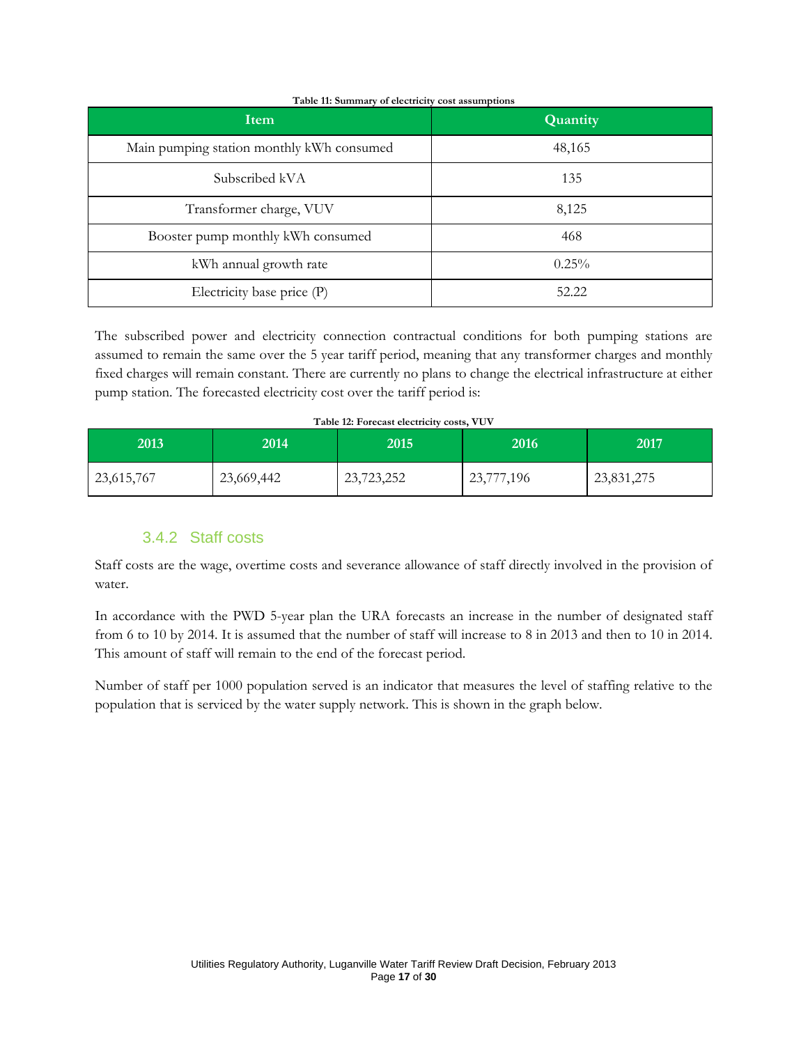Table 11: Summary of electricity cost assumptions

| Item | Quantity |
|---|---|
| Main pumping station monthly kWh consumed | 48,165 |
| Subscribed kVA | 135 |
| Transformer charge, VUV | 8,125 |
| Booster pump monthly kWh consumed | 468 |
| kWh annual growth rate | 0.25% |
| Electricity base price (P) | 52.22 |

The subscribed power and electricity connection contractual conditions for both pumping stations are assumed to remain the same over the 5 year tariff period, meaning that any transformer charges and monthly fixed charges will remain constant. There are currently no plans to change the electrical infrastructure at either pump station. The forecasted electricity cost over the tariff period is:

Table 12: Forecast electricity costs, VUV

| 2013 | 2014 | 2015 | 2016 | 2017 |
|---|---|---|---|---|
| 23,615,767 | 23,669,442 | 23,723,252 | 23,777,196 | 23,831,275 |

### 3.4.2 Staff costs

Staff costs are the wage, overtime costs and severance allowance of staff directly involved in the provision of water.

In accordance with the PWD 5-year plan the URA forecasts an increase in the number of designated staff from 6 to 10 by 2014. It is assumed that the number of staff will increase to 8 in 2013 and then to 10 in 2014. This amount of staff will remain to the end of the forecast period.

Number of staff per 1000 population served is an indicator that measures the level of staffing relative to the population that is serviced by the water supply network. This is shown in the graph below.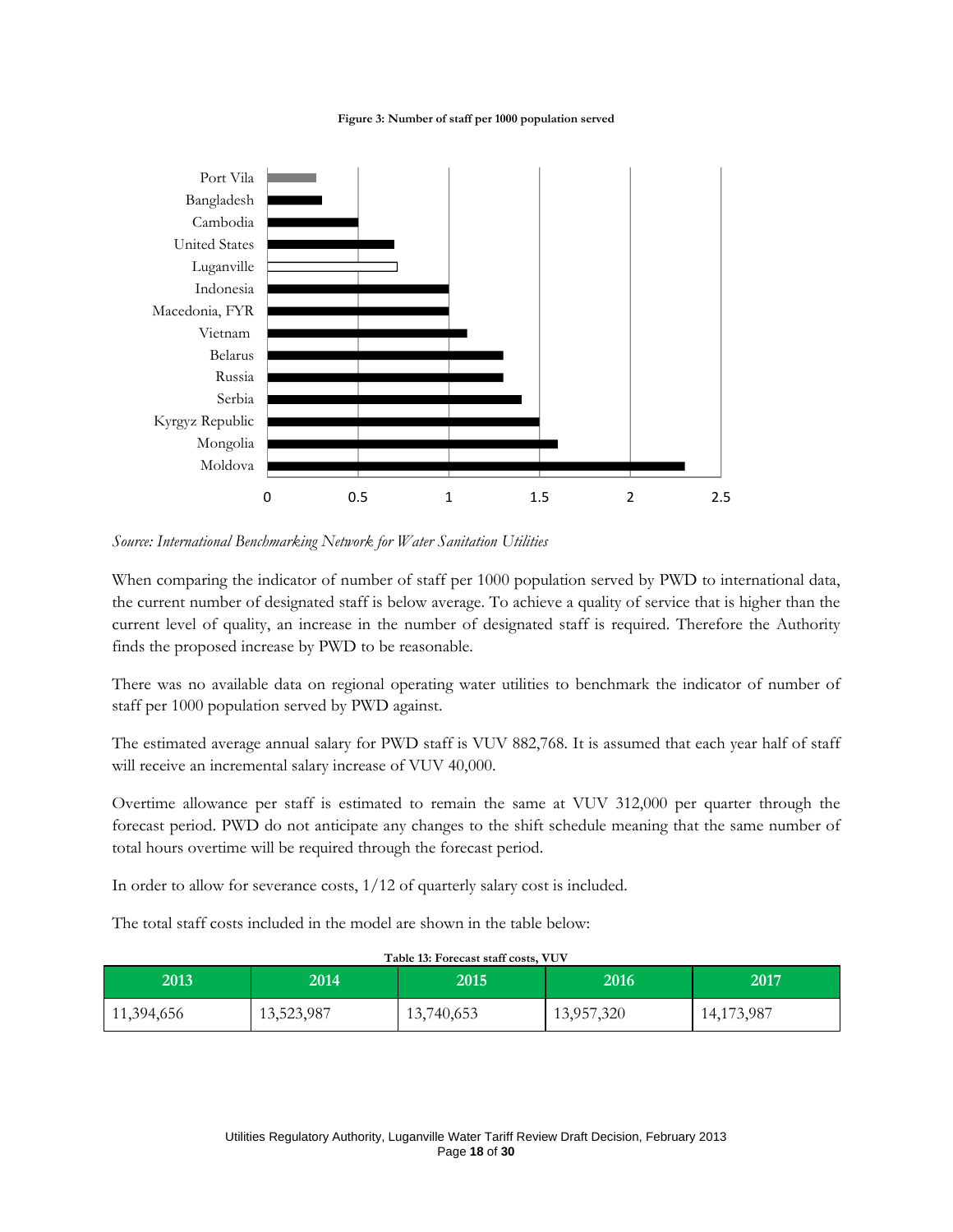**Figure 3: Number of staff per 1000 population served**

Port Vila
Bangladesh
Cambodia
United States
Luganville
Indonesia
Macedonia, FYR
Vietnam
Belarus
Russia
Serbia
Kyrgyz Republic
Mongolia
Moldova

0 0.5 1 1.5 2 2.5

*Source: International Benchmarking Network for Water Sanitation Utilities*

When comparing the indicator of number of staff per 1000 population served by PWD to international data, the current number of designated staff is below average. To achieve a quality of service that is higher than the current level of quality, an increase in the number of designated staff is required. Therefore the Authority finds the proposed increase by PWD to be reasonable.

There was no available data on regional operating water utilities to benchmark the indicator of number of staff per 1000 population served by PWD against.

The estimated average annual salary for PWD staff is VUV 882,768. It is assumed that each year half of staff will receive an incremental salary increase of VUV 40,000.

Overtime allowance per staff is estimated to remain the same at VUV 312,000 per quarter through the forecast period. PWD do not anticipate any changes to the shift schedule meaning that the same number of total hours overtime will be required through the forecast period.

In order to allow for severance costs, 1/12 of quarterly salary cost is included.

The total staff costs included in the model are shown in the table below:

**Table 13: Forecast staff costs, VUV**

| 2013 | 2014 | 2015 | 2016 | 2017 |
|---|---|---|---|---|
| 11,394,656 | 13,523,987 | 13,740,653 | 13,957,320 | 14,173,987 |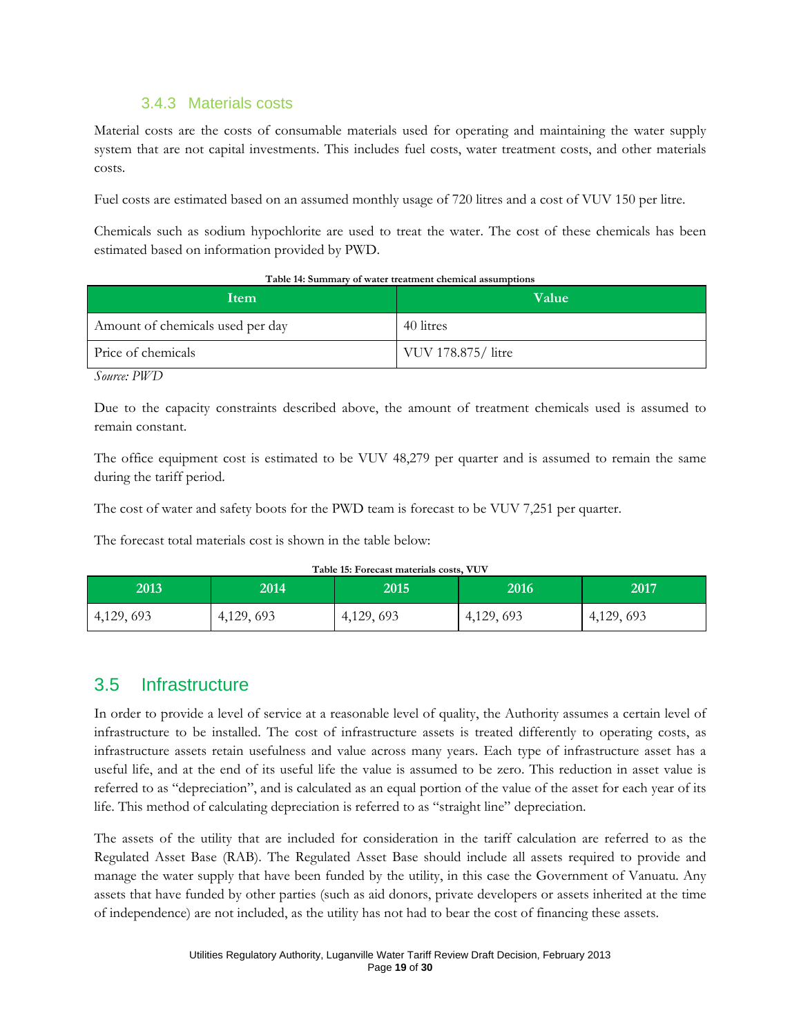### 3.4.3 Materials costs

Material costs are the costs of consumable materials used for operating and maintaining the water supply system that are not capital investments. This includes fuel costs, water treatment costs, and other materials costs.

Fuel costs are estimated based on an assumed monthly usage of 720 litres and a cost of VUV 150 per litre.

Chemicals such as sodium hypochlorite are used to treat the water. The cost of these chemicals has been estimated based on information provided by PWD.

**Table 14: Summary of water treatment chemical assumptions**

| Item | Value |
| --- | --- |
| Amount of chemicals used per day | 40 litres |
| Price of chemicals | VUV 178.875/ litre |

*Source: PWD*

Due to the capacity constraints described above, the amount of treatment chemicals used is assumed to remain constant.

The office equipment cost is estimated to be VUV 48,279 per quarter and is assumed to remain the same during the tariff period.

The cost of water and safety boots for the PWD team is forecast to be VUV 7,251 per quarter.

The forecast total materials cost is shown in the table below:

**Table 15: Forecast materials costs, VUV**

| 2013 | 2014 | 2015 | 2016 | 2017 |
| --- | --- | --- | --- | --- |
| 4,129, 693 | 4,129, 693 | 4,129, 693 | 4,129, 693 | 4,129, 693 |

## 3.5 Infrastructure

In order to provide a level of service at a reasonable level of quality, the Authority assumes a certain level of infrastructure to be installed. The cost of infrastructure assets is treated differently to operating costs, as infrastructure assets retain usefulness and value across many years. Each type of infrastructure asset has a useful life, and at the end of its useful life the value is assumed to be zero. This reduction in asset value is referred to as "depreciation", and is calculated as an equal portion of the value of the asset for each year of its life. This method of calculating depreciation is referred to as "straight line" depreciation.

The assets of the utility that are included for consideration in the tariff calculation are referred to as the Regulated Asset Base (RAB). The Regulated Asset Base should include all assets required to provide and manage the water supply that have been funded by the utility, in this case the Government of Vanuatu. Any assets that have funded by other parties (such as aid donors, private developers or assets inherited at the time of independence) are not included, as the utility has not had to bear the cost of financing these assets.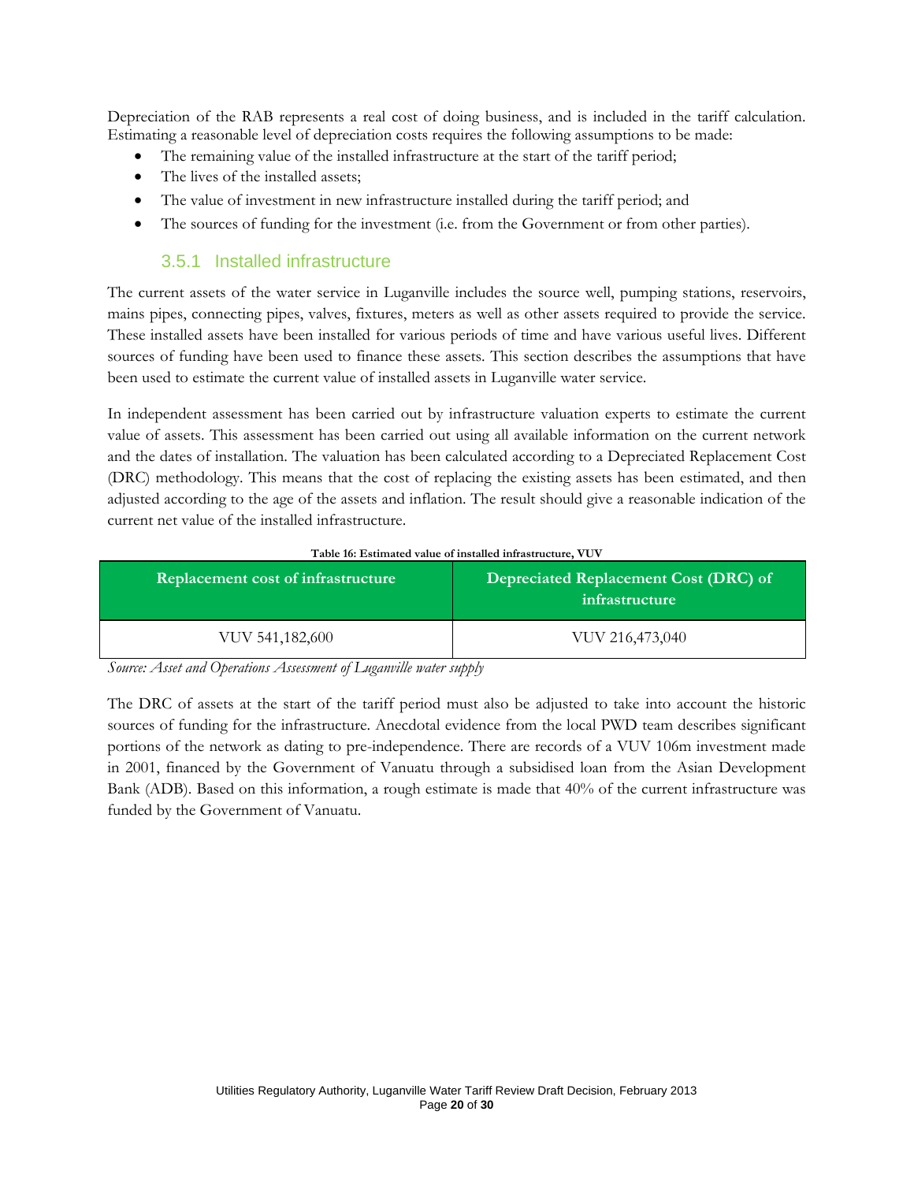Depreciation of the RAB represents a real cost of doing business, and is included in the tariff calculation. Estimating a reasonable level of depreciation costs requires the following assumptions to be made:

- The remaining value of the installed infrastructure at the start of the tariff period;
- The lives of the installed assets;
- The value of investment in new infrastructure installed during the tariff period; and
- The sources of funding for the investment (i.e. from the Government or from other parties).

### 3.5.1 Installed infrastructure

The current assets of the water service in Luganville includes the source well, pumping stations, reservoirs, mains pipes, connecting pipes, valves, fixtures, meters as well as other assets required to provide the service. These installed assets have been installed for various periods of time and have various useful lives. Different sources of funding have been used to finance these assets. This section describes the assumptions that have been used to estimate the current value of installed assets in Luganville water service.

In independent assessment has been carried out by infrastructure valuation experts to estimate the current value of assets. This assessment has been carried out using all available information on the current network and the dates of installation. The valuation has been calculated according to a Depreciated Replacement Cost (DRC) methodology. This means that the cost of replacing the existing assets has been estimated, and then adjusted according to the age of the assets and inflation. The result should give a reasonable indication of the current net value of the installed infrastructure.

**Table 16: Estimated value of installed infrastructure, VUV**

| Replacement cost of infrastructure | Depreciated Replacement Cost (DRC) of infrastructure |
|---|---|
| VUV 541,182,600 | VUV 216,473,040 |

*Source: Asset and Operations Assessment of Luganville water supply*

The DRC of assets at the start of the tariff period must also be adjusted to take into account the historic sources of funding for the infrastructure. Anecdotal evidence from the local PWD team describes significant portions of the network as dating to pre-independence. There are records of a VUV 106m investment made in 2001, financed by the Government of Vanuatu through a subsidised loan from the Asian Development Bank (ADB). Based on this information, a rough estimate is made that 40% of the current infrastructure was funded by the Government of Vanuatu.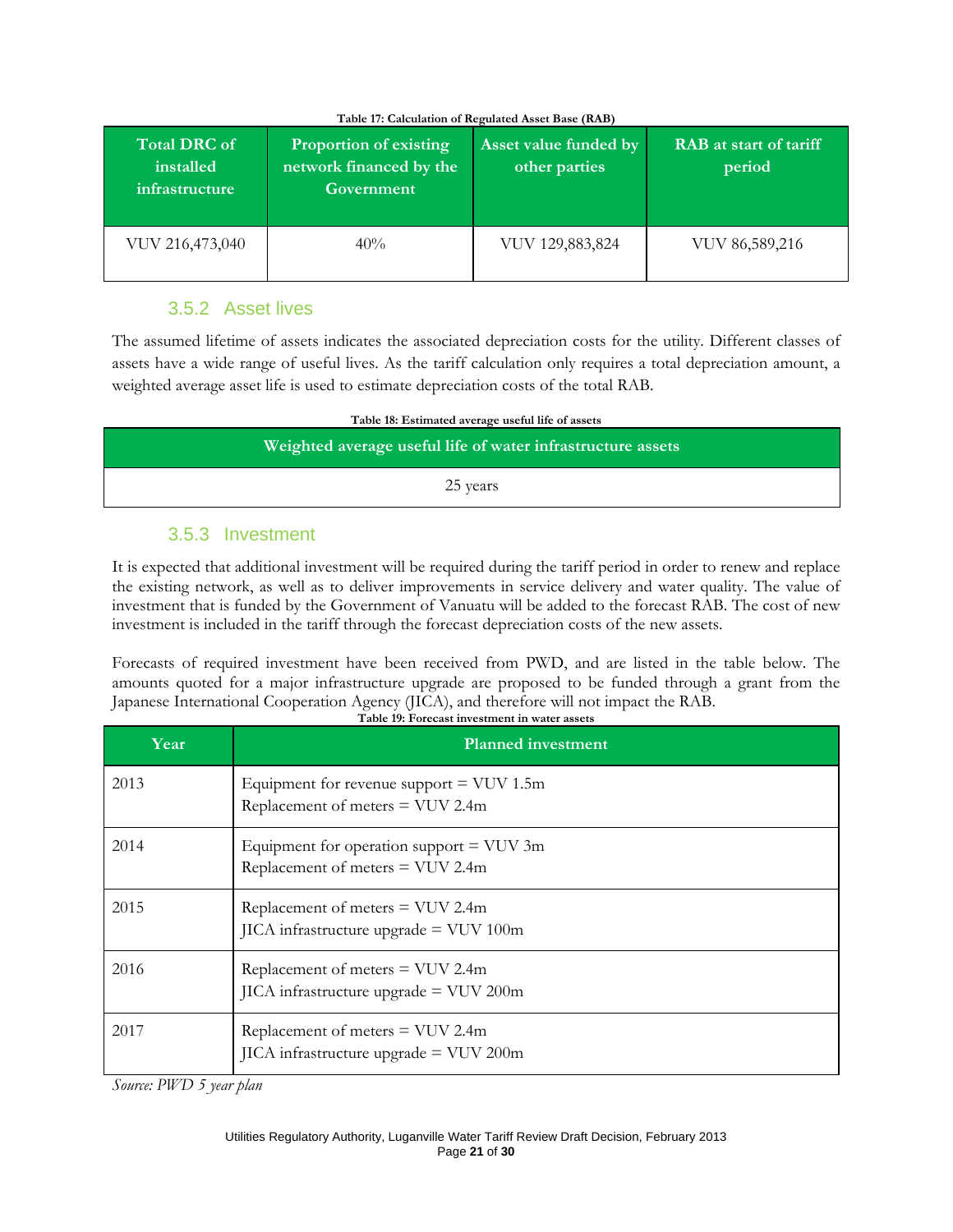**Table 17: Calculation of Regulated Asset Base (RAB)**

| Total DRC of installed infrastructure | Proportion of existing network financed by the Government | Asset value funded by other parties | RAB at start of tariff period |
|---|---|---|---|
| VUV 216,473,040 | 40% | VUV 129,883,824 | VUV 86,589,216 |

### 3.5.2 Asset lives

The assumed lifetime of assets indicates the associated depreciation costs for the utility. Different classes of assets have a wide range of useful lives. As the tariff calculation only requires a total depreciation amount, a weighted average asset life is used to estimate depreciation costs of the total RAB.

**Table 18: Estimated average useful life of assets**

| Weighted average useful life of water infrastructure assets |
|---|
| 25 years |

### 3.5.3 Investment

It is expected that additional investment will be required during the tariff period in order to renew and replace the existing network, as well as to deliver improvements in service delivery and water quality. The value of investment that is funded by the Government of Vanuatu will be added to the forecast RAB. The cost of new investment is included in the tariff through the forecast depreciation costs of the new assets.

Forecasts of required investment have been received from PWD, and are listed in the table below. The amounts quoted for a major infrastructure upgrade are proposed to be funded through a grant from the Japanese International Cooperation Agency (JICA), and therefore will not impact the RAB.

**Table 19: Forecast investment in water assets**

| Year | Planned investment |
|---|---|
| 2013 | Equipment for revenue support = VUV 1.5m<br>Replacement of meters = VUV 2.4m |
| 2014 | Equipment for operation support = VUV 3m<br>Replacement of meters = VUV 2.4m |
| 2015 | Replacement of meters = VUV 2.4m<br>JICA infrastructure upgrade = VUV 100m |
| 2016 | Replacement of meters = VUV 2.4m<br>JICA infrastructure upgrade = VUV 200m |
| 2017 | Replacement of meters = VUV 2.4m<br>JICA infrastructure upgrade = VUV 200m |

*Source: PWD 5 year plan*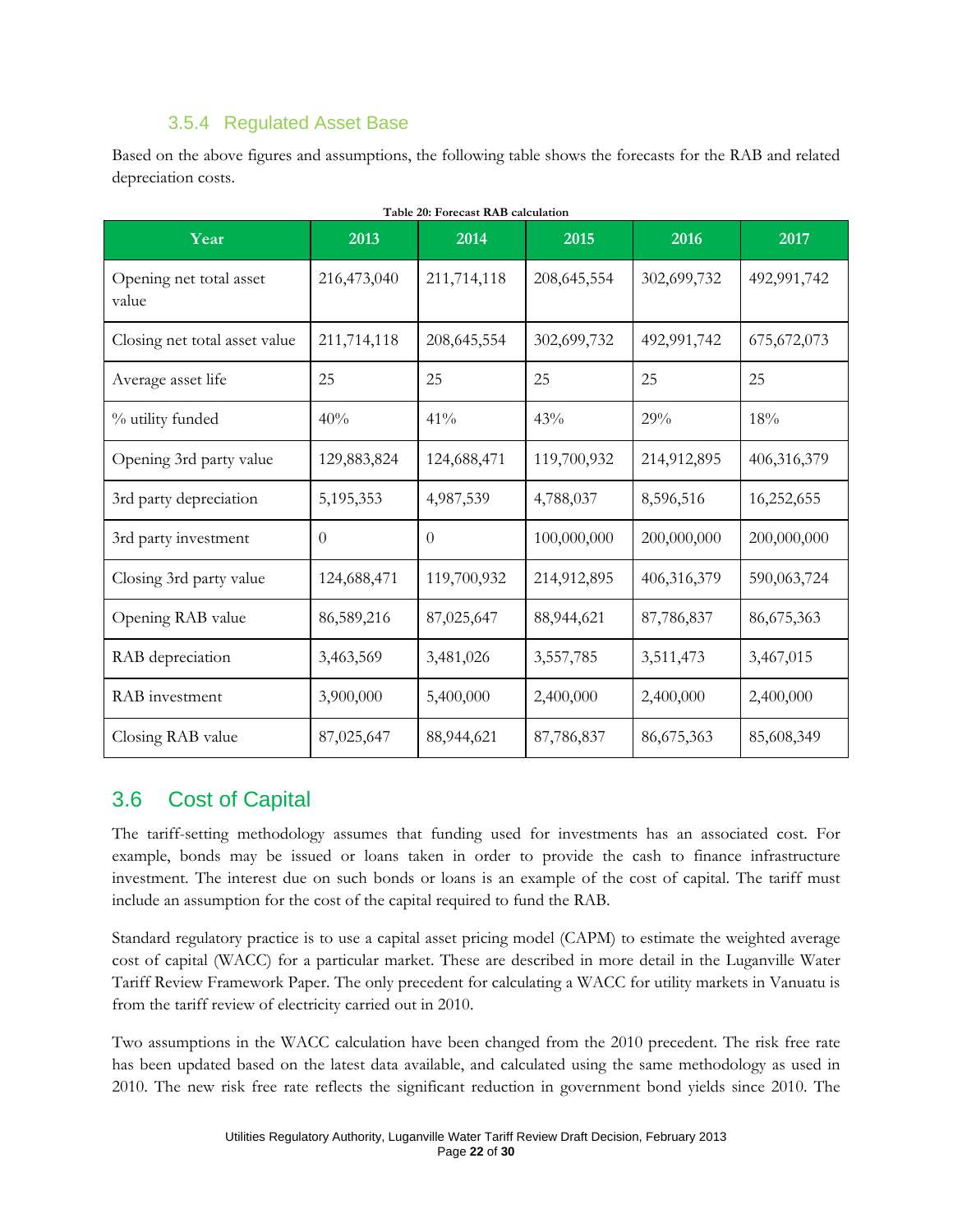### 3.5.4 Regulated Asset Base

Based on the above figures and assumptions, the following table shows the forecasts for the RAB and related depreciation costs.

**Table 20: Forecast RAB calculation**

| Year | 2013 | 2014 | 2015 | 2016 | 2017 |
|---|---|---|---|---|---|
| Opening net total asset value | 216,473,040 | 211,714,118 | 208,645,554 | 302,699,732 | 492,991,742 |
| Closing net total asset value | 211,714,118 | 208,645,554 | 302,699,732 | 492,991,742 | 675,672,073 |
| Average asset life | 25 | 25 | 25 | 25 | 25 |
| % utility funded | 40% | 41% | 43% | 29% | 18% |
| Opening 3rd party value | 129,883,824 | 124,688,471 | 119,700,932 | 214,912,895 | 406,316,379 |
| 3rd party depreciation | 5,195,353 | 4,987,539 | 4,788,037 | 8,596,516 | 16,252,655 |
| 3rd party investment | 0 | 0 | 100,000,000 | 200,000,000 | 200,000,000 |
| Closing 3rd party value | 124,688,471 | 119,700,932 | 214,912,895 | 406,316,379 | 590,063,724 |
| Opening RAB value | 86,589,216 | 87,025,647 | 88,944,621 | 87,786,837 | 86,675,363 |
| RAB depreciation | 3,463,569 | 3,481,026 | 3,557,785 | 3,511,473 | 3,467,015 |
| RAB investment | 3,900,000 | 5,400,000 | 2,400,000 | 2,400,000 | 2,400,000 |
| Closing RAB value | 87,025,647 | 88,944,621 | 87,786,837 | 86,675,363 | 85,608,349 |

## 3.6 Cost of Capital

The tariff-setting methodology assumes that funding used for investments has an associated cost. For example, bonds may be issued or loans taken in order to provide the cash to finance infrastructure investment. The interest due on such bonds or loans is an example of the cost of capital. The tariff must include an assumption for the cost of the capital required to fund the RAB.

Standard regulatory practice is to use a capital asset pricing model (CAPM) to estimate the weighted average cost of capital (WACC) for a particular market. These are described in more detail in the Luganville Water Tariff Review Framework Paper. The only precedent for calculating a WACC for utility markets in Vanuatu is from the tariff review of electricity carried out in 2010.

Two assumptions in the WACC calculation have been changed from the 2010 precedent. The risk free rate has been updated based on the latest data available, and calculated using the same methodology as used in 2010. The new risk free rate reflects the significant reduction in government bond yields since 2010. The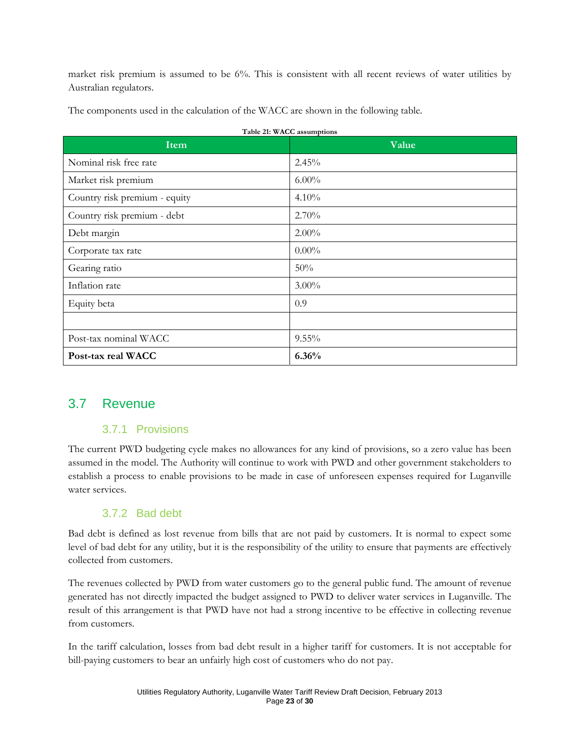market risk premium is assumed to be 6%. This is consistent with all recent reviews of water utilities by Australian regulators.

The components used in the calculation of the WACC are shown in the following table.

**Table 21: WACC assumptions**

| Item | Value |
|---|---|
| Nominal risk free rate | 2.45% |
| Market risk premium | 6.00% |
| Country risk premium - equity | 4.10% |
| Country risk premium - debt | 2.70% |
| Debt margin | 2.00% |
| Corporate tax rate | 0.00% |
| Gearing ratio | 50% |
| Inflation rate | 3.00% |
| Equity beta | 0.9 |
| | |
| Post-tax nominal WACC | 9.55% |
| **Post-tax real WACC** | **6.36%** |

## 3.7 Revenue

### 3.7.1 Provisions

The current PWD budgeting cycle makes no allowances for any kind of provisions, so a zero value has been assumed in the model. The Authority will continue to work with PWD and other government stakeholders to establish a process to enable provisions to be made in case of unforeseen expenses required for Luganville water services.

### 3.7.2 Bad debt

Bad debt is defined as lost revenue from bills that are not paid by customers. It is normal to expect some level of bad debt for any utility, but it is the responsibility of the utility to ensure that payments are effectively collected from customers.

The revenues collected by PWD from water customers go to the general public fund. The amount of revenue generated has not directly impacted the budget assigned to PWD to deliver water services in Luganville. The result of this arrangement is that PWD have not had a strong incentive to be effective in collecting revenue from customers.

In the tariff calculation, losses from bad debt result in a higher tariff for customers. It is not acceptable for bill-paying customers to bear an unfairly high cost of customers who do not pay.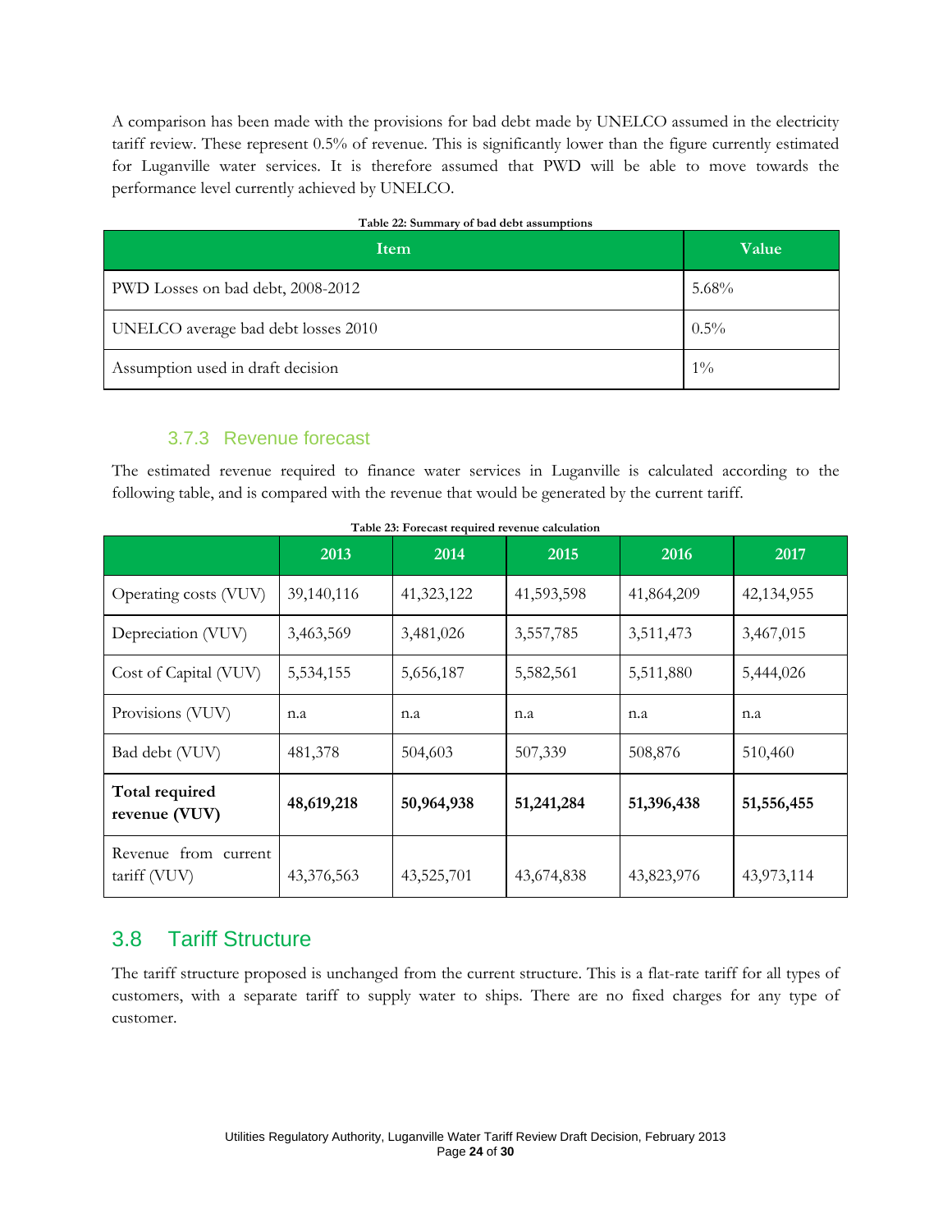A comparison has been made with the provisions for bad debt made by UNELCO assumed in the electricity tariff review. These represent 0.5% of revenue. This is significantly lower than the figure currently estimated for Luganville water services. It is therefore assumed that PWD will be able to move towards the performance level currently achieved by UNELCO.

**Table 22: Summary of bad debt assumptions**

| Item | Value |
|---|---|
| PWD Losses on bad debt, 2008-2012 | 5.68% |
| UNELCO average bad debt losses 2010 | 0.5% |
| Assumption used in draft decision | 1% |

### 3.7.3 Revenue forecast

The estimated revenue required to finance water services in Luganville is calculated according to the following table, and is compared with the revenue that would be generated by the current tariff.

**Table 23: Forecast required revenue calculation**

| | 2013 | 2014 | 2015 | 2016 | 2017 |
|---|---|---|---|---|---|
| Operating costs (VUV) | 39,140,116 | 41,323,122 | 41,593,598 | 41,864,209 | 42,134,955 |
| Depreciation (VUV) | 3,463,569 | 3,481,026 | 3,557,785 | 3,511,473 | 3,467,015 |
| Cost of Capital (VUV) | 5,534,155 | 5,656,187 | 5,582,561 | 5,511,880 | 5,444,026 |
| Provisions (VUV) | n.a | n.a | n.a | n.a | n.a |
| Bad debt (VUV) | 481,378 | 504,603 | 507,339 | 508,876 | 510,460 |
| **Total required revenue (VUV)** | **48,619,218** | **50,964,938** | **51,241,284** | **51,396,438** | **51,556,455** |
| Revenue from current tariff (VUV) | 43,376,563 | 43,525,701 | 43,674,838 | 43,823,976 | 43,973,114 |

## 3.8 Tariff Structure

The tariff structure proposed is unchanged from the current structure. This is a flat-rate tariff for all types of customers, with a separate tariff to supply water to ships. There are no fixed charges for any type of customer.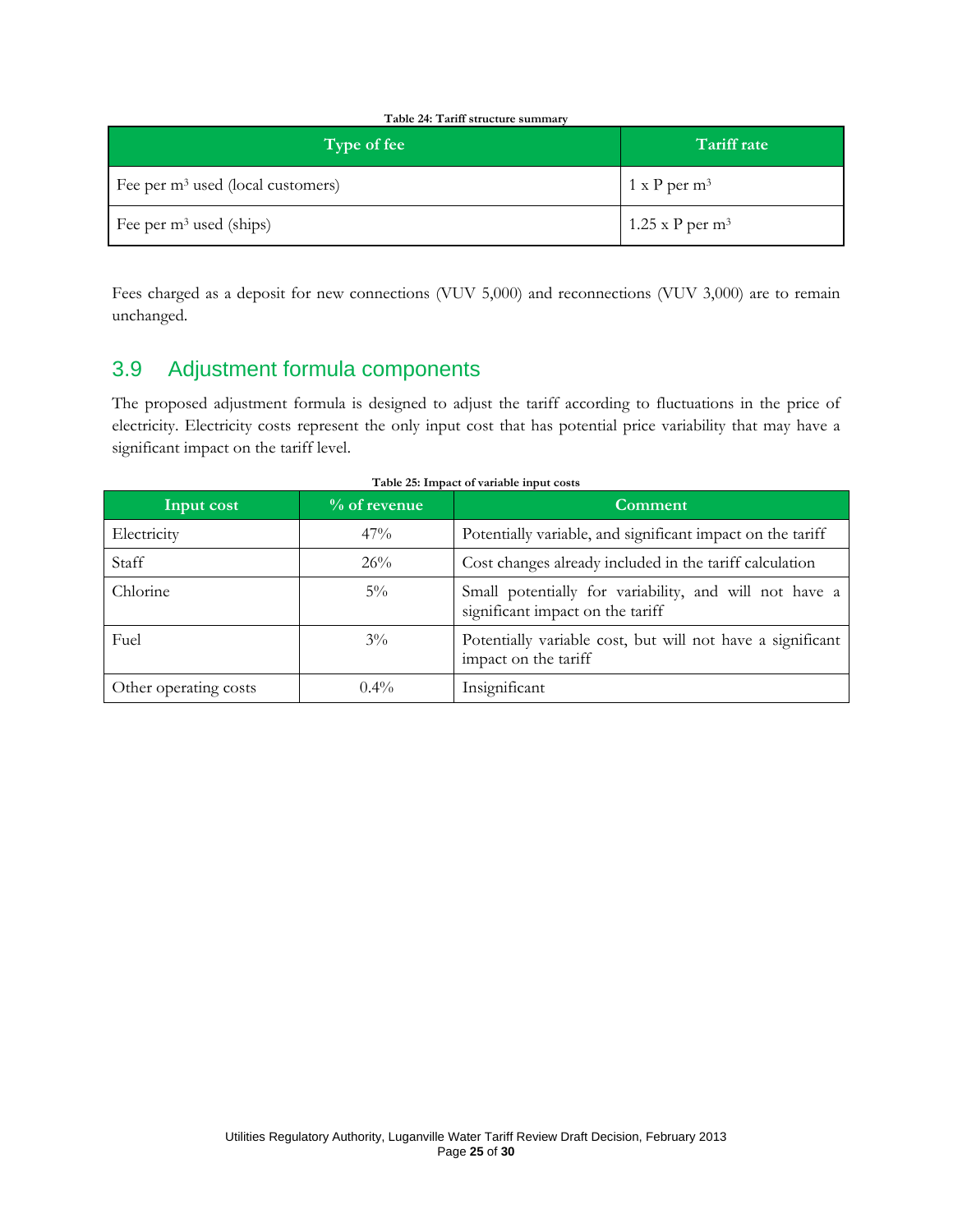Table 24: Tariff structure summary

| Type of fee | Tariff rate |
| --- | --- |
| Fee per $m^3$ used (local customers) | 1 x P per $m^3$ |
| Fee per $m^3$ used (ships) | 1.25 x P per $m^3$ |

Fees charged as a deposit for new connections (VUV 5,000) and reconnections (VUV 3,000) are to remain unchanged.

## 3.9 Adjustment formula components

The proposed adjustment formula is designed to adjust the tariff according to fluctuations in the price of electricity. Electricity costs represent the only input cost that has potential price variability that may have a significant impact on the tariff level.

Table 25: Impact of variable input costs

| Input cost | % of revenue | Comment |
| --- | --- | --- |
| Electricity | 47% | Potentially variable, and significant impact on the tariff |
| Staff | 26% | Cost changes already included in the tariff calculation |
| Chlorine | 5% | Small potentially for variability, and will not have a significant impact on the tariff |
| Fuel | 3% | Potentially variable cost, but will not have a significant impact on the tariff |
| Other operating costs | 0.4% | Insignificant |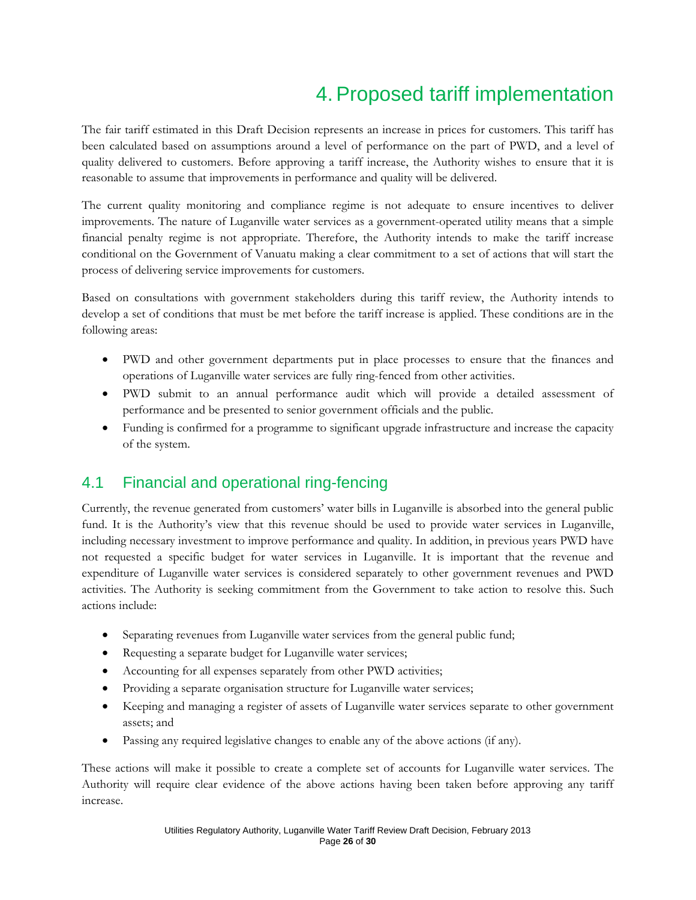# 4. Proposed tariff implementation

The fair tariff estimated in this Draft Decision represents an increase in prices for customers. This tariff has been calculated based on assumptions around a level of performance on the part of PWD, and a level of quality delivered to customers. Before approving a tariff increase, the Authority wishes to ensure that it is reasonable to assume that improvements in performance and quality will be delivered.

The current quality monitoring and compliance regime is not adequate to ensure incentives to deliver improvements. The nature of Luganville water services as a government-operated utility means that a simple financial penalty regime is not appropriate. Therefore, the Authority intends to make the tariff increase conditional on the Government of Vanuatu making a clear commitment to a set of actions that will start the process of delivering service improvements for customers.

Based on consultations with government stakeholders during this tariff review, the Authority intends to develop a set of conditions that must be met before the tariff increase is applied. These conditions are in the following areas:

- PWD and other government departments put in place processes to ensure that the finances and operations of Luganville water services are fully ring-fenced from other activities.
- PWD submit to an annual performance audit which will provide a detailed assessment of performance and be presented to senior government officials and the public.
- Funding is confirmed for a programme to significant upgrade infrastructure and increase the capacity of the system.

## 4.1 Financial and operational ring-fencing

Currently, the revenue generated from customers' water bills in Luganville is absorbed into the general public fund. It is the Authority's view that this revenue should be used to provide water services in Luganville, including necessary investment to improve performance and quality. In addition, in previous years PWD have not requested a specific budget for water services in Luganville. It is important that the revenue and expenditure of Luganville water services is considered separately to other government revenues and PWD activities. The Authority is seeking commitment from the Government to take action to resolve this. Such actions include:

- Separating revenues from Luganville water services from the general public fund;
- Requesting a separate budget for Luganville water services;
- Accounting for all expenses separately from other PWD activities;
- Providing a separate organisation structure for Luganville water services;
- Keeping and managing a register of assets of Luganville water services separate to other government assets; and
- Passing any required legislative changes to enable any of the above actions (if any).

These actions will make it possible to create a complete set of accounts for Luganville water services. The Authority will require clear evidence of the above actions having been taken before approving any tariff increase.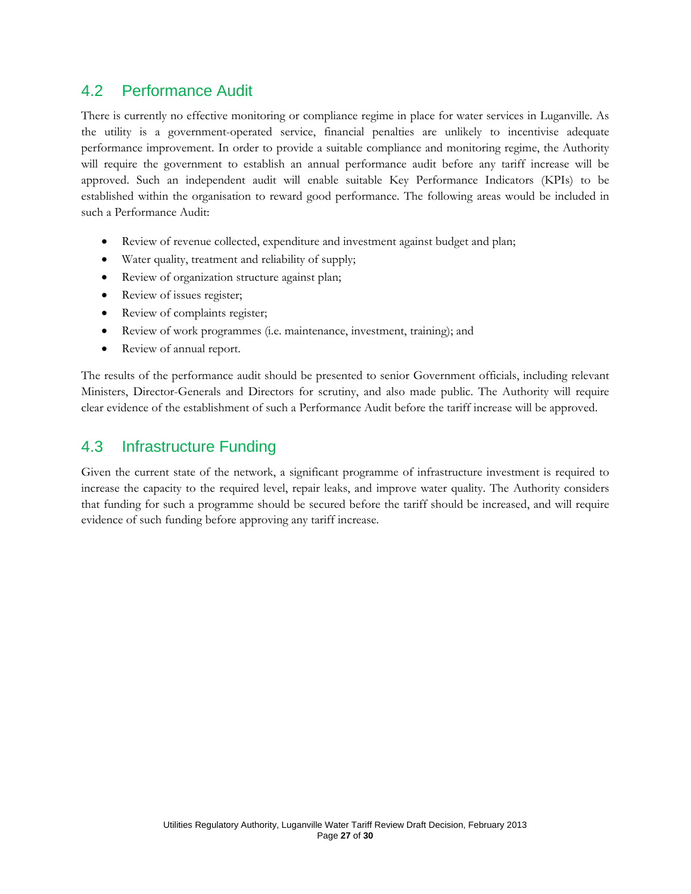## 4.2 Performance Audit

There is currently no effective monitoring or compliance regime in place for water services in Luganville. As the utility is a government-operated service, financial penalties are unlikely to incentivise adequate performance improvement. In order to provide a suitable compliance and monitoring regime, the Authority will require the government to establish an annual performance audit before any tariff increase will be approved. Such an independent audit will enable suitable Key Performance Indicators (KPIs) to be established within the organisation to reward good performance. The following areas would be included in such a Performance Audit:

- Review of revenue collected, expenditure and investment against budget and plan;
- Water quality, treatment and reliability of supply;
- Review of organization structure against plan;
- Review of issues register;
- Review of complaints register;
- Review of work programmes (i.e. maintenance, investment, training); and
- Review of annual report.

The results of the performance audit should be presented to senior Government officials, including relevant Ministers, Director-Generals and Directors for scrutiny, and also made public. The Authority will require clear evidence of the establishment of such a Performance Audit before the tariff increase will be approved.

## 4.3 Infrastructure Funding

Given the current state of the network, a significant programme of infrastructure investment is required to increase the capacity to the required level, repair leaks, and improve water quality. The Authority considers that funding for such a programme should be secured before the tariff should be increased, and will require evidence of such funding before approving any tariff increase.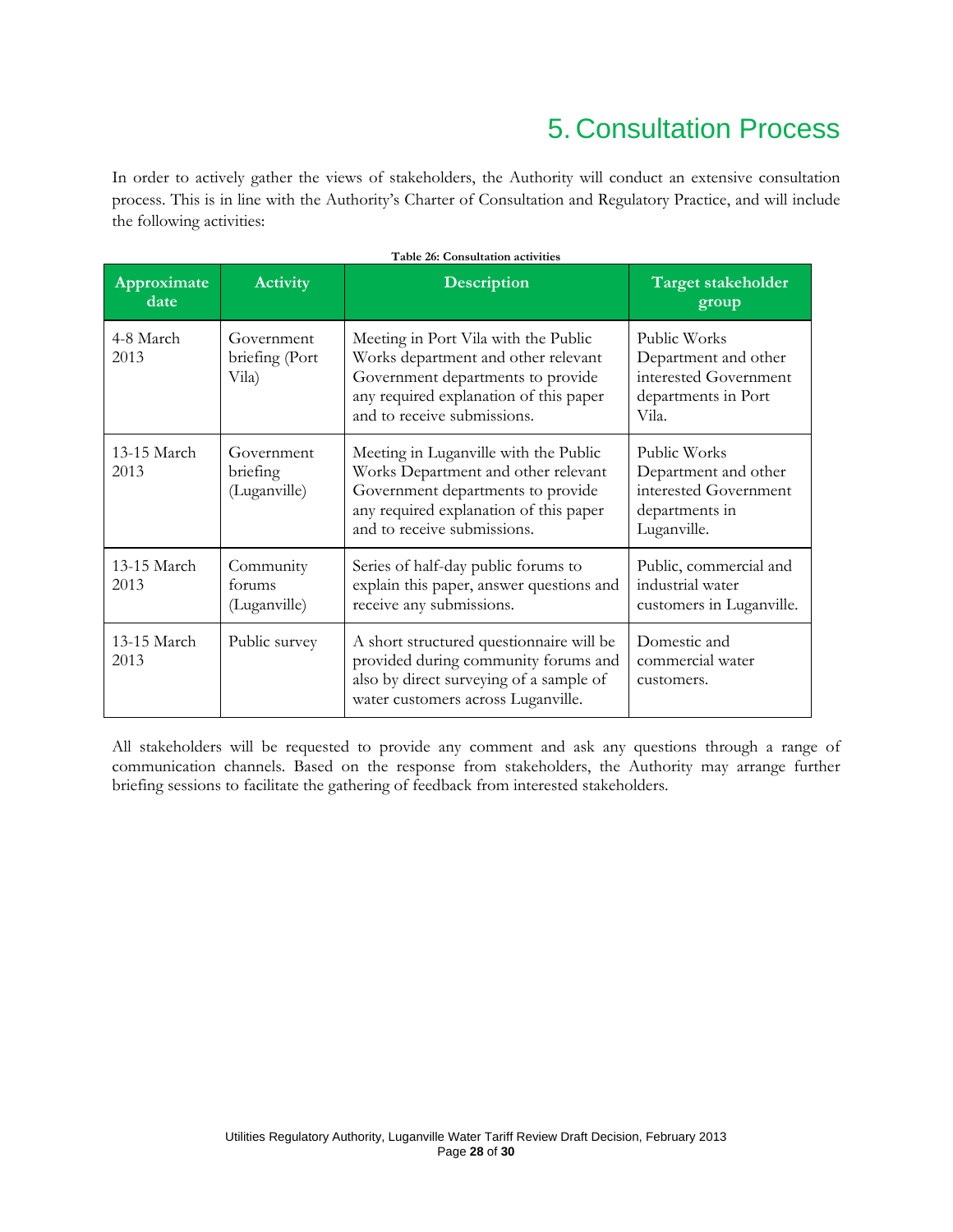# 5. Consultation Process

In order to actively gather the views of stakeholders, the Authority will conduct an extensive consultation process. This is in line with the Authority's Charter of Consultation and Regulatory Practice, and will include the following activities:

**Table 26: Consultation activities**

| Approximate date | Activity | Description | Target stakeholder group |
|---|---|---|---|
| 4-8 March 2013 | Government briefing (Port Vila) | Meeting in Port Vila with the Public Works department and other relevant Government departments to provide any required explanation of this paper and to receive submissions. | Public Works Department and other interested Government departments in Port Vila. |
| 13-15 March 2013 | Government briefing (Luganville) | Meeting in Luganville with the Public Works Department and other relevant Government departments to provide any required explanation of this paper and to receive submissions. | Public Works Department and other interested Government departments in Luganville. |
| 13-15 March 2013 | Community forums (Luganville) | Series of half-day public forums to explain this paper, answer questions and receive any submissions. | Public, commercial and industrial water customers in Luganville. |
| 13-15 March 2013 | Public survey | A short structured questionnaire will be provided during community forums and also by direct surveying of a sample of water customers across Luganville. | Domestic and commercial water customers. |

All stakeholders will be requested to provide any comment and ask any questions through a range of communication channels. Based on the response from stakeholders, the Authority may arrange further briefing sessions to facilitate the gathering of feedback from interested stakeholders.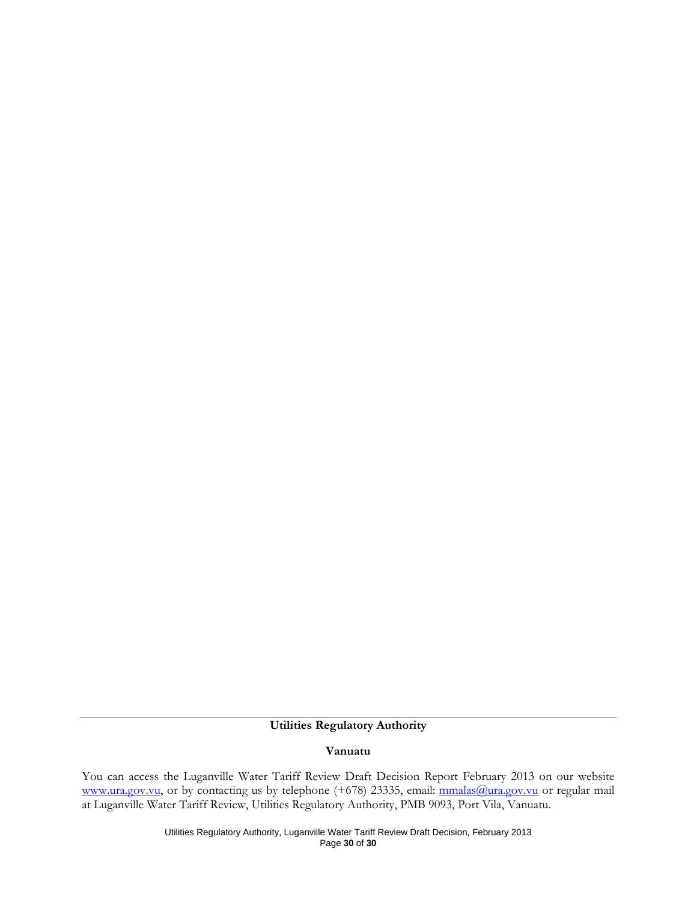**Utilities Regulatory Authority**

**Vanuatu**

You can access the Luganville Water Tariff Review Draft Decision Report February 2013 on our website www.ura.gov.vu, or by contacting us by telephone (+678) 23335, email: mmalas@ura.gov.vu or regular mail at Luganville Water Tariff Review, Utilities Regulatory Authority, PMB 9093, Port Vila, Vanuatu.